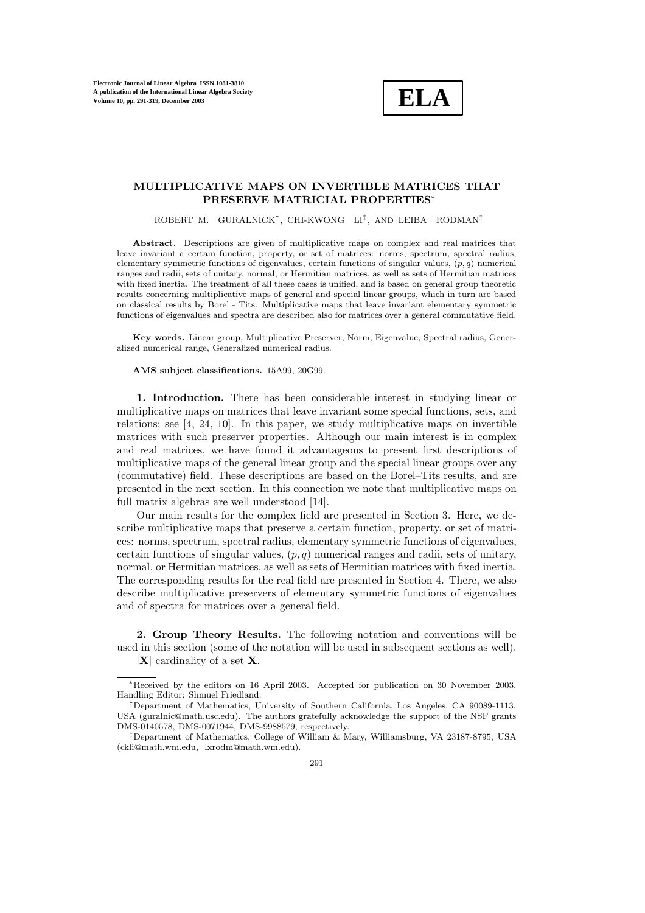# MULTIPLICATIVE MAPS ON INVERTIBLE MATRICES THAT PRESERVE MATRICIAL PROPERTIES[*]

ROBERT M. GURALNICK[†], CHI-KWONG LI[‡], AND LEIBA RODMAN[‡]

**Abstract.** Descriptions are given of multiplicative maps on complex and real matrices that leave invariant a certain function, property, or set of matrices: norms, spectrum, spectral radius, elementary symmetric functions of eigenvalues, certain functions of singular values, $(p, q)$ numerical ranges and radii, sets of unitary, normal, or Hermitian matrices, as well as sets of Hermitian matrices with fixed inertia. The treatment of all these cases is unified, and is based on general group theoretic results concerning multiplicative maps of general and special linear groups, which in turn are based on classical results by Borel - Tits. Multiplicative maps that leave invariant elementary symmetric functions of eigenvalues and spectra are described also for matrices over a general commutative field.

**Key words.** Linear group, Multiplicative Preserver, Norm, Eigenvalue, Spectral radius, Generalized numerical range, Generalized numerical radius.

**AMS subject classifications.** 15A99, 20G99.

**1. Introduction.** There has been considerable interest in studying linear or multiplicative maps on matrices that leave invariant some special functions, sets, and relations; see [4, 24, 10]. In this paper, we study multiplicative maps on invertible matrices with such preserver properties. Although our main interest is in complex and real matrices, we have found it advantageous to present first descriptions of multiplicative maps of the general linear group and the special linear groups over any (commutative) field. These descriptions are based on the Borel–Tits results, and are presented in the next section. In this connection we note that multiplicative maps on full matrix algebras are well understood [14].

Our main results for the complex field are presented in Section 3. Here, we describe multiplicative maps that preserve a certain function, property, or set of matrices: norms, spectrum, spectral radius, elementary symmetric functions of eigenvalues, certain functions of singular values, $(p, q)$ numerical ranges and radii, sets of unitary, normal, or Hermitian matrices, as well as sets of Hermitian matrices with fixed inertia. The corresponding results for the real field are presented in Section 4. There, we also describe multiplicative preservers of elementary symmetric functions of eigenvalues and of spectra for matrices over a general field.

**2. Group Theory Results.** The following notation and conventions will be used in this section (some of the notation will be used in subsequent sections as well).

$|\mathbf{X}|$ cardinality of a set $\mathbf{X}$.

---

[*] Received by the editors on 16 April 2003. Accepted for publication on 30 November 2003. Handling Editor: Shmuel Friedland.

[†] Department of Mathematics, University of Southern California, Los Angeles, CA 90089-1113, USA (guralnic@math.usc.edu). The authors gratefully acknowledge the support of the NSF grants DMS-0140578, DMS-0071944, DMS-9988579, respectively.

[‡] Department of Mathematics, College of William & Mary, Williamsburg, VA 23187-8795, USA (ckli@math.wm.edu, lxrodm@math.wm.edu).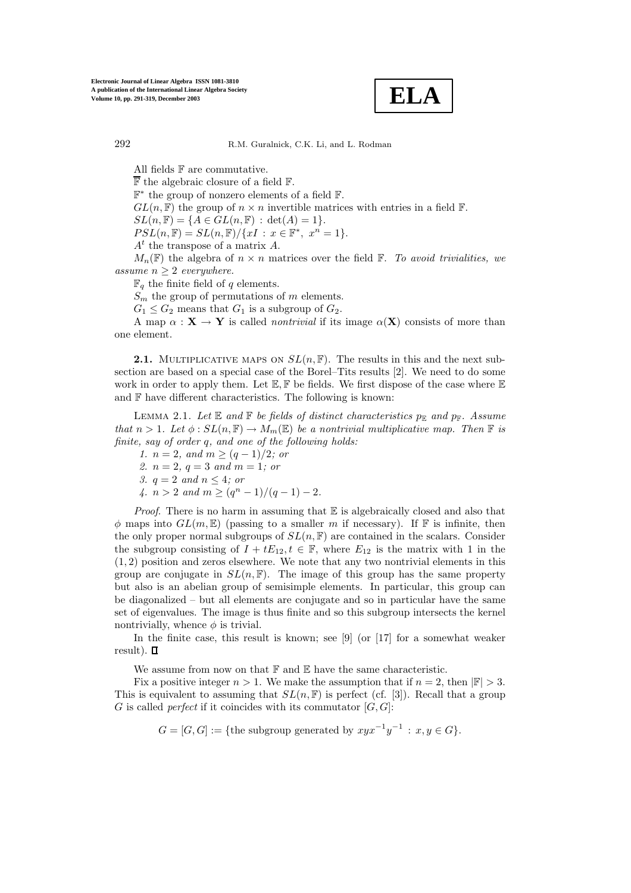All fields $\mathbb{F}$ are commutative.

$\overline{\mathbb{F}}$ the algebraic closure of a field $\mathbb{F}$.

$\mathbb{F}^*$ the group of nonzero elements of a field $\mathbb{F}$.

$GL(n, \mathbb{F})$ the group of $n \times n$ invertible matrices with entries in a field $\mathbb{F}$.

$SL(n, \mathbb{F}) = \{A \in GL(n, \mathbb{F}) : \det(A) = 1\}$.

$PSL(n, \mathbb{F}) = SL(n, \mathbb{F})/\{xI : x \in \mathbb{F}^*, \ x^n = 1\}$.

$A^t$ the transpose of a matrix $A$.

$M_n(\mathbb{F})$ the algebra of $n \times n$ matrices over the field $\mathbb{F}$. *To avoid trivialities, we assume $n \geq 2$ everywhere.*

$\mathbb{F}_q$ the finite field of $q$ elements.

$S_m$ the group of permutations of $m$ elements.

$G_1 \leq G_2$ means that $G_1$ is a subgroup of $G_2$.

A map $\alpha : \mathbf{X} \to \mathbf{Y}$ is called *nontrivial* if its image $\alpha(\mathbf{X})$ consists of more than one element.

**2.1.** Multiplicative maps on $SL(n, \mathbb{F})$. The results in this and the next subsection are based on a special case of the Borel–Tits results [2]. We need to do some work in order to apply them. Let $\mathbb{E}, \mathbb{F}$ be fields. We first dispose of the case where $\mathbb{E}$ and $\mathbb{F}$ have different characteristics. The following is known:

Lemma 2.1. *Let $\mathbb{E}$ and $\mathbb{F}$ be fields of distinct characteristics $p_\mathbb{E}$ and $p_\mathbb{F}$. Assume that $n > 1$. Let $\phi : SL(n, \mathbb{F}) \to M_m(\mathbb{E})$ be a nontrivial multiplicative map. Then $\mathbb{F}$ is finite, say of order $q$, and one of the following holds:*

1. *$n = 2$, and $m \geq (q-1)/2$; or*
2. *$n = 2$, $q = 3$ and $m = 1$; or*
3. *$q = 2$ and $n \leq 4$; or*
4. *$n > 2$ and $m \geq (q^n - 1)/(q-1) - 2$.*

*Proof.* There is no harm in assuming that $\mathbb{E}$ is algebraically closed and also that $\phi$ maps into $GL(m, \mathbb{E})$ (passing to a smaller $m$ if necessary). If $\mathbb{F}$ is infinite, then the only proper normal subgroups of $SL(n, \mathbb{F})$ are contained in the scalars. Consider the subgroup consisting of $I + tE_{12}, t \in \mathbb{F}$, where $E_{12}$ is the matrix with 1 in the $(1, 2)$ position and zeros elsewhere. We note that any two nontrivial elements in this group are conjugate in $SL(n, \mathbb{F})$. The image of this group has the same property but also is an abelian group of semisimple elements. In particular, this group can be diagonalized – but all elements are conjugate and so in particular have the same set of eigenvalues. The image is thus finite and so this subgroup intersects the kernel nontrivially, whence $\phi$ is trivial.

In the finite case, this result is known; see [9] (or [17] for a somewhat weaker result). $\square$

We assume from now on that $\mathbb{F}$ and $\mathbb{E}$ have the same characteristic.

Fix a positive integer $n > 1$. We make the assumption that if $n = 2$, then $|\mathbb{F}| > 3$. This is equivalent to assuming that $SL(n, \mathbb{F})$ is perfect (cf. [3]). Recall that a group $G$ is called *perfect* if it coincides with its commutator $[G, G]$:

$$G = [G, G] := \{\text{the subgroup generated by } xyx^{-1}y^{-1} : x, y \in G\}.$$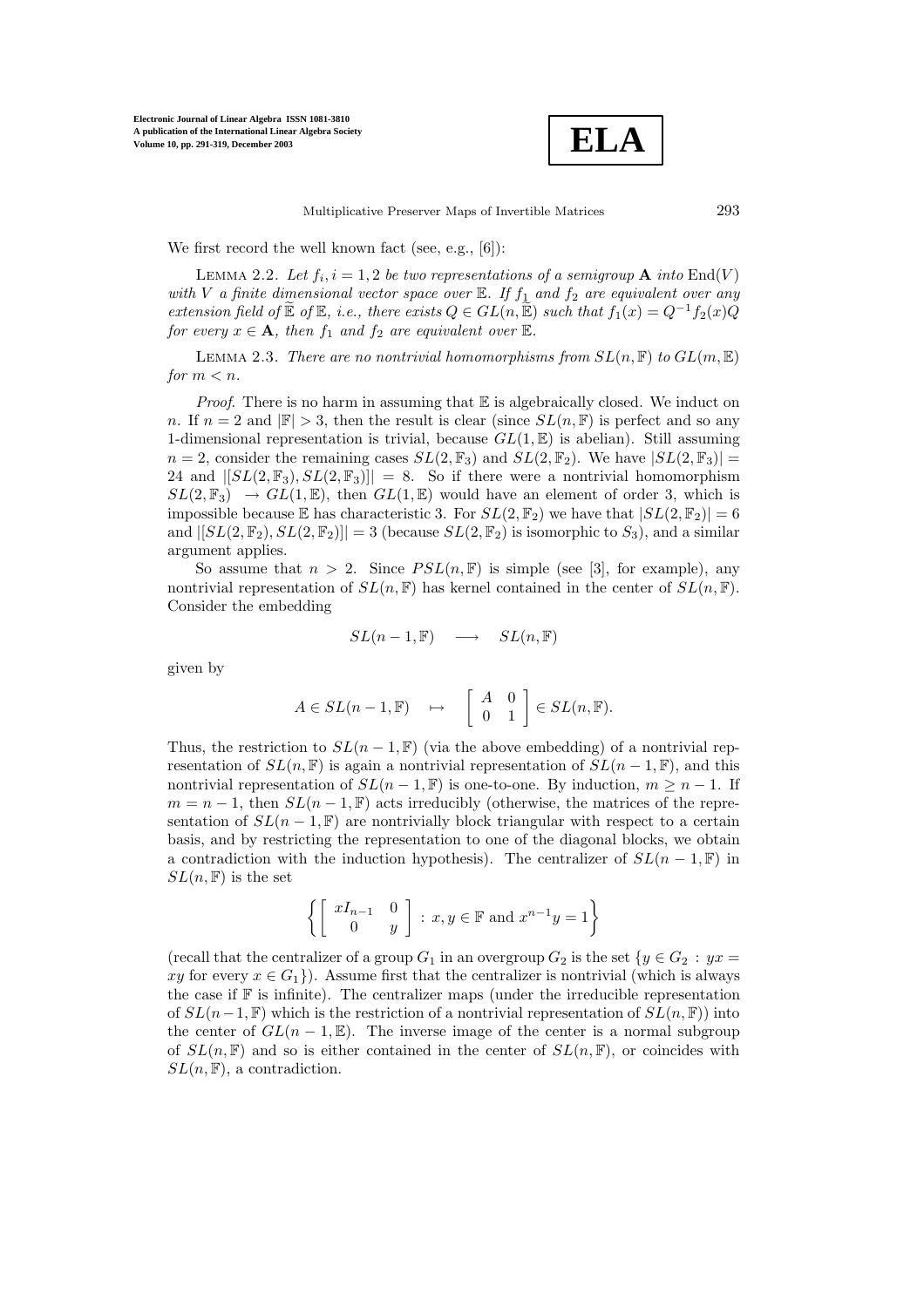We first record the well known fact (see, e.g., [6]):

LEMMA 2.2. *Let $f_i, i = 1, 2$ be two representations of a semigroup $\mathbf{A}$ into $\mathrm{End}(V)$ with $V$ a finite dimensional vector space over $\mathbb{E}$. If $f_1$ and $f_2$ are equivalent over any extension field of $\widetilde{\mathbb{E}}$ of $\mathbb{E}$, i.e., there exists $Q \in GL(n, \widetilde{\mathbb{E}})$ such that $f_1(x) = Q^{-1} f_2(x) Q$ for every $x \in \mathbf{A}$, then $f_1$ and $f_2$ are equivalent over $\mathbb{E}$.*

LEMMA 2.3. *There are no nontrivial homomorphisms from $SL(n, \mathbb{F})$ to $GL(m, \mathbb{E})$ for $m < n$.*

*Proof.* There is no harm in assuming that $\mathbb{E}$ is algebraically closed. We induct on $n$. If $n = 2$ and $|\mathbb{F}| > 3$, then the result is clear (since $SL(n, \mathbb{F})$ is perfect and so any 1-dimensional representation is trivial, because $GL(1, \mathbb{E})$ is abelian). Still assuming $n = 2$, consider the remaining cases $SL(2, \mathbb{F}_3)$ and $SL(2, \mathbb{F}_2)$. We have $|SL(2, \mathbb{F}_3)| = 24$ and $|[SL(2, \mathbb{F}_3), SL(2, \mathbb{F}_3)]| = 8$. So if there were a nontrivial homomorphism $SL(2, \mathbb{F}_3) \to GL(1, \mathbb{E})$, then $GL(1, \mathbb{E})$ would have an element of order 3, which is impossible because $\mathbb{E}$ has characteristic 3. For $SL(2, \mathbb{F}_2)$ we have that $|SL(2, \mathbb{F}_2)| = 6$ and $|[SL(2, \mathbb{F}_2), SL(2, \mathbb{F}_2)]| = 3$ (because $SL(2, \mathbb{F}_2)$ is isomorphic to $S_3$), and a similar argument applies.

So assume that $n > 2$. Since $PSL(n, \mathbb{F})$ is simple (see [3], for example), any nontrivial representation of $SL(n, \mathbb{F})$ has kernel contained in the center of $SL(n, \mathbb{F})$. Consider the embedding

$$SL(n-1, \mathbb{F}) \quad \longrightarrow \quad SL(n, \mathbb{F})$$

given by

$$A \in SL(n-1, \mathbb{F}) \quad \mapsto \quad \begin{bmatrix} A & 0 \\ 0 & 1 \end{bmatrix} \in SL(n, \mathbb{F}).$$

Thus, the restriction to $SL(n-1, \mathbb{F})$ (via the above embedding) of a nontrivial representation of $SL(n, \mathbb{F})$ is again a nontrivial representation of $SL(n-1, \mathbb{F})$, and this nontrivial representation of $SL(n-1, \mathbb{F})$ is one-to-one. By induction, $m \geq n-1$. If $m = n-1$, then $SL(n-1, \mathbb{F})$ acts irreducibly (otherwise, the matrices of the representation of $SL(n-1, \mathbb{F})$ are nontrivially block triangular with respect to a certain basis, and by restricting the representation to one of the diagonal blocks, we obtain a contradiction with the induction hypothesis). The centralizer of $SL(n-1, \mathbb{F})$ in $SL(n, \mathbb{F})$ is the set

$$\left\{ \begin{bmatrix} xI_{n-1} & 0 \\ 0 & y \end{bmatrix} : x, y \in \mathbb{F} \text{ and } x^{n-1} y = 1 \right\}$$

(recall that the centralizer of a group $G_1$ in an overgroup $G_2$ is the set $\{y \in G_2 : yx = xy \text{ for every } x \in G_1\}$). Assume first that the centralizer is nontrivial (which is always the case if $\mathbb{F}$ is infinite). The centralizer maps (under the irreducible representation of $SL(n-1, \mathbb{F})$ which is the restriction of a nontrivial representation of $SL(n, \mathbb{F})$) into the center of $GL(n-1, \mathbb{E})$. The inverse image of the center is a normal subgroup of $SL(n, \mathbb{F})$ and so is either contained in the center of $SL(n, \mathbb{F})$, or coincides with $SL(n, \mathbb{F})$, a contradiction.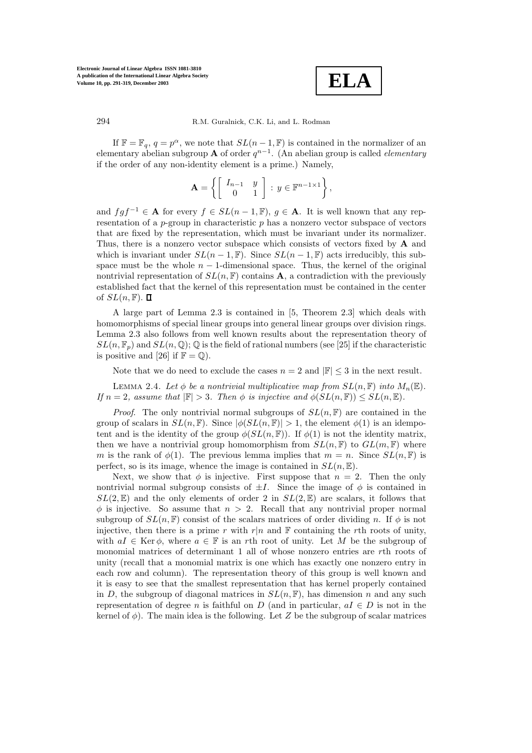If $\mathbb{F} = \mathbb{F}_q$, $q = p^\alpha$, we note that $SL(n-1, \mathbb{F})$ is contained in the normalizer of an elementary abelian subgroup $\mathbf{A}$ of order $q^{n-1}$. (An abelian group is called *elementary* if the order of any non-identity element is a prime.) Namely,

$$\mathbf{A} = \left\{ \begin{bmatrix} I_{n-1} & y \\ 0 & 1 \end{bmatrix} : y \in \mathbb{F}^{n-1\times 1} \right\},$$

and $fgf^{-1} \in \mathbf{A}$ for every $f \in SL(n-1, \mathbb{F})$, $g \in \mathbf{A}$. It is well known that any representation of a $p$-group in characteristic $p$ has a nonzero vector subspace of vectors that are fixed by the representation, which must be invariant under its normalizer. Thus, there is a nonzero vector subspace which consists of vectors fixed by $\mathbf{A}$ and which is invariant under $SL(n-1, \mathbb{F})$. Since $SL(n-1, \mathbb{F})$ acts irreducibly, this subspace must be the whole $n-1$-dimensional space. Thus, the kernel of the original nontrivial representation of $SL(n, \mathbb{F})$ contains $\mathbf{A}$, a contradiction with the previously established fact that the kernel of this representation must be contained in the center of $SL(n, \mathbb{F})$. $\square$

A large part of Lemma 2.3 is contained in [5, Theorem 2.3] which deals with homomorphisms of special linear groups into general linear groups over division rings. Lemma 2.3 also follows from well known results about the representation theory of $SL(n, \mathbb{F}_p)$ and $SL(n, \mathbb{Q})$; $\mathbb{Q}$ is the field of rational numbers (see [25] if the characteristic is positive and [26] if $\mathbb{F} = \mathbb{Q}$).

Note that we do need to exclude the cases $n = 2$ and $|\mathbb{F}| \leq 3$ in the next result.

Lemma 2.4. *Let $\phi$ be a nontrivial multiplicative map from $SL(n, \mathbb{F})$ into $M_n(\mathbb{E})$. If $n = 2$, assume that $|\mathbb{F}| > 3$. Then $\phi$ is injective and $\phi(SL(n, \mathbb{F})) \leq SL(n, \mathbb{E})$.*

*Proof*. The only nontrivial normal subgroups of $SL(n, \mathbb{F})$ are contained in the group of scalars in $SL(n, \mathbb{F})$. Since $|\phi(SL(n, \mathbb{F})| > 1$, the element $\phi(1)$ is an idempotent and is the identity of the group $\phi(SL(n, \mathbb{F}))$. If $\phi(1)$ is not the identity matrix, then we have a nontrivial group homomorphism from $SL(n, \mathbb{F})$ to $GL(m, \mathbb{F})$ where $m$ is the rank of $\phi(1)$. The previous lemma implies that $m = n$. Since $SL(n, \mathbb{F})$ is perfect, so is its image, whence the image is contained in $SL(n, \mathbb{E})$.

Next, we show that $\phi$ is injective. First suppose that $n = 2$. Then the only nontrivial normal subgroup consists of $\pm I$. Since the image of $\phi$ is contained in $SL(2, \mathbb{E})$ and the only elements of order 2 in $SL(2, \mathbb{E})$ are scalars, it follows that $\phi$ is injective. So assume that $n > 2$. Recall that any nontrivial proper normal subgroup of $SL(n, \mathbb{F})$ consist of the scalars matrices of order dividing $n$. If $\phi$ is not injective, then there is a prime $r$ with $r|n$ and $\mathbb{F}$ containing the $r$th roots of unity, with $aI \in \operatorname{Ker}\phi$, where $a \in \mathbb{F}$ is an $r$th root of unity. Let $M$ be the subgroup of monomial matrices of determinant 1 all of whose nonzero entries are $r$th roots of unity (recall that a monomial matrix is one which has exactly one nonzero entry in each row and column). The representation theory of this group is well known and it is easy to see that the smallest representation that has kernel properly contained in $D$, the subgroup of diagonal matrices in $SL(n, \mathbb{F})$, has dimension $n$ and any such representation of degree $n$ is faithful on $D$ (and in particular, $aI \in D$ is not in the kernel of $\phi$). The main idea is the following. Let $Z$ be the subgroup of scalar matrices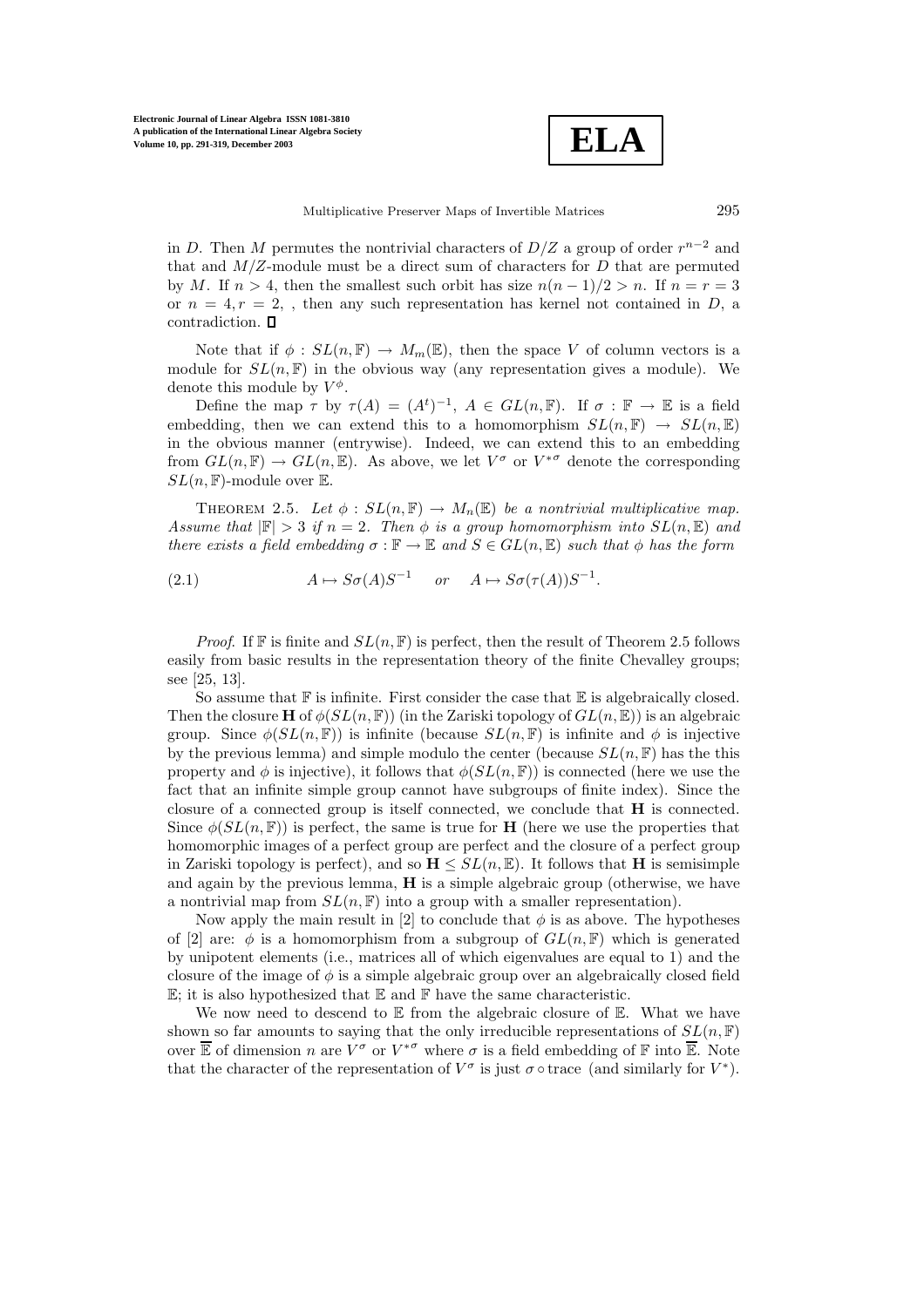in $D$. Then $M$ permutes the nontrivial characters of $D/Z$ a group of order $r^{n-2}$ and that and $M/Z$-module must be a direct sum of characters for $D$ that are permuted by $M$. If $n > 4$, then the smallest such orbit has size $n(n-1)/2 > n$. If $n = r = 3$ or $n = 4, r = 2$, , then any such representation has kernel not contained in $D$, a contradiction. ∎

Note that if $\phi : SL(n, \mathbb{F}) \to M_m(\mathbb{E})$, then the space $V$ of column vectors is a module for $SL(n, \mathbb{F})$ in the obvious way (any representation gives a module). We denote this module by $V^{\phi}$.

Define the map $\tau$ by $\tau(A) = (A^t)^{-1}$, $A \in GL(n, \mathbb{F})$. If $\sigma : \mathbb{F} \to \mathbb{E}$ is a field embedding, then we can extend this to a homomorphism $SL(n, \mathbb{F}) \to SL(n, \mathbb{E})$ in the obvious manner (entrywise). Indeed, we can extend this to an embedding from $GL(n, \mathbb{F}) \to GL(n, \mathbb{E})$. As above, we let $V^{\sigma}$ or $V^{*\sigma}$ denote the corresponding $SL(n, \mathbb{F})$-module over $\mathbb{E}$.

Theorem 2.5. *Let $\phi : SL(n, \mathbb{F}) \to M_n(\mathbb{E})$ be a nontrivial multiplicative map. Assume that $|\mathbb{F}| > 3$ if $n = 2$. Then $\phi$ is a group homomorphism into $SL(n, \mathbb{E})$ and there exists a field embedding $\sigma : \mathbb{F} \to \mathbb{E}$ and $S \in GL(n, \mathbb{E})$ such that $\phi$ has the form*

$$A \mapsto S\sigma(A)S^{-1} \quad \text{or} \quad A \mapsto S\sigma(\tau(A))S^{-1}. \tag{2.1}$$

*Proof*. If $\mathbb{F}$ is finite and $SL(n, \mathbb{F})$ is perfect, then the result of Theorem 2.5 follows easily from basic results in the representation theory of the finite Chevalley groups; see [25, 13].

So assume that $\mathbb{F}$ is infinite. First consider the case that $\mathbb{E}$ is algebraically closed. Then the closure $\mathbf{H}$ of $\phi(SL(n, \mathbb{F}))$ (in the Zariski topology of $GL(n, \mathbb{E})$) is an algebraic group. Since $\phi(SL(n, \mathbb{F}))$ is infinite (because $SL(n, \mathbb{F})$ is infinite and $\phi$ is injective by the previous lemma) and simple modulo the center (because $SL(n, \mathbb{F})$ has the this property and $\phi$ is injective), it follows that $\phi(SL(n, \mathbb{F}))$ is connected (here we use the fact that an infinite simple group cannot have subgroups of finite index). Since the closure of a connected group is itself connected, we conclude that $\mathbf{H}$ is connected. Since $\phi(SL(n, \mathbb{F}))$ is perfect, the same is true for $\mathbf{H}$ (here we use the properties that homomorphic images of a perfect group are perfect and the closure of a perfect group in Zariski topology is perfect), and so $\mathbf{H} \leq SL(n, \mathbb{E})$. It follows that $\mathbf{H}$ is semisimple and again by the previous lemma, $\mathbf{H}$ is a simple algebraic group (otherwise, we have a nontrivial map from $SL(n, \mathbb{F})$ into a group with a smaller representation).

Now apply the main result in [2] to conclude that $\phi$ is as above. The hypotheses of [2] are: $\phi$ is a homomorphism from a subgroup of $GL(n, \mathbb{F})$ which is generated by unipotent elements (i.e., matrices all of which eigenvalues are equal to 1) and the closure of the image of $\phi$ is a simple algebraic group over an algebraically closed field $\mathbb{E}$; it is also hypothesized that $\mathbb{E}$ and $\mathbb{F}$ have the same characteristic.

We now need to descend to $\mathbb{E}$ from the algebraic closure of $\mathbb{E}$. What we have shown so far amounts to saying that the only irreducible representations of $SL(n, \mathbb{F})$ over $\overline{\mathbb{E}}$ of dimension $n$ are $V^{\sigma}$ or $V^{*\sigma}$ where $\sigma$ is a field embedding of $\mathbb{F}$ into $\overline{\mathbb{E}}$. Note that the character of the representation of $V^{\sigma}$ is just $\sigma \circ \text{trace}$ (and similarly for $V^{*}$).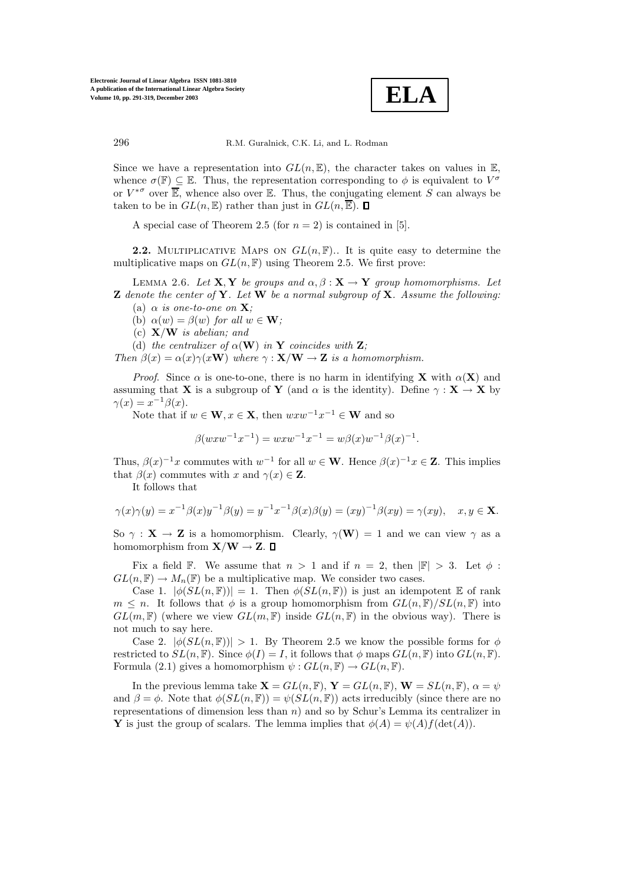Since we have a representation into $GL(n, \mathbb{E})$, the character takes on values in $\mathbb{E}$, whence $\sigma(\mathbb{F}) \subseteq \mathbb{E}$. Thus, the representation corresponding to $\phi$ is equivalent to $V^\sigma$ or $V^{*\sigma}$ over $\overline{\mathbb{E}}$, whence also over $\mathbb{E}$. Thus, the conjugating element $S$ can always be taken to be in $GL(n, \mathbb{E})$ rather than just in $GL(n, \overline{\mathbb{E}})$. ∎

A special case of Theorem 2.5 (for $n = 2$) is contained in [5].

**2.2.** Multiplicative Maps on $GL(n, \mathbb{F})$.. It is quite easy to determine the multiplicative maps on $GL(n, \mathbb{F})$ using Theorem 2.5. We first prove:

Lemma 2.6. *Let $\mathbf{X}, \mathbf{Y}$ be groups and $\alpha, \beta : \mathbf{X} \to \mathbf{Y}$ group homomorphisms. Let $\mathbf{Z}$ denote the center of $\mathbf{Y}$. Let $\mathbf{W}$ be a normal subgroup of $\mathbf{X}$. Assume the following:*

(a) *$\alpha$ is one-to-one on $\mathbf{X}$;*

(b) *$\alpha(w) = \beta(w)$ for all $w \in \mathbf{W}$;*

(c) *$\mathbf{X}/\mathbf{W}$ is abelian; and*

(d) *the centralizer of $\alpha(\mathbf{W})$ in $\mathbf{Y}$ coincides with $\mathbf{Z}$;*

*Then $\beta(x) = \alpha(x)\gamma(x\mathbf{W})$ where $\gamma : \mathbf{X}/\mathbf{W} \to \mathbf{Z}$ is a homomorphism.*

*Proof*. Since $\alpha$ is one-to-one, there is no harm in identifying $\mathbf{X}$ with $\alpha(\mathbf{X})$ and assuming that $\mathbf{X}$ is a subgroup of $\mathbf{Y}$ (and $\alpha$ is the identity). Define $\gamma : \mathbf{X} \to \mathbf{X}$ by $\gamma(x) = x^{-1}\beta(x)$.

Note that if $w \in \mathbf{W}, x \in \mathbf{X}$, then $wxw^{-1}x^{-1} \in \mathbf{W}$ and so

$$\beta(wxw^{-1}x^{-1}) = wxw^{-1}x^{-1} = w\beta(x)w^{-1}\beta(x)^{-1}.$$

Thus, $\beta(x)^{-1}x$ commutes with $w^{-1}$ for all $w \in \mathbf{W}$. Hence $\beta(x)^{-1}x \in \mathbf{Z}$. This implies that $\beta(x)$ commutes with $x$ and $\gamma(x) \in \mathbf{Z}$.

It follows that

$$\gamma(x)\gamma(y) = x^{-1}\beta(x)y^{-1}\beta(y) = y^{-1}x^{-1}\beta(x)\beta(y) = (xy)^{-1}\beta(xy) = \gamma(xy), \quad x, y \in \mathbf{X}.$$

So $\gamma : \mathbf{X} \to \mathbf{Z}$ is a homomorphism. Clearly, $\gamma(\mathbf{W}) = 1$ and we can view $\gamma$ as a homomorphism from $\mathbf{X}/\mathbf{W} \to \mathbf{Z}$. ∎

Fix a field $\mathbb{F}$. We assume that $n > 1$ and if $n = 2$, then $|\mathbb{F}| > 3$. Let $\phi : GL(n, \mathbb{F}) \to M_n(\mathbb{F})$ be a multiplicative map. We consider two cases.

Case 1. $|\phi(SL(n, \mathbb{F}))| = 1$. Then $\phi(SL(n, \mathbb{F}))$ is just an idempotent $\mathbb{E}$ of rank $m \leq n$. It follows that $\phi$ is a group homomorphism from $GL(n, \mathbb{F})/SL(n, \mathbb{F})$ into $GL(m, \mathbb{F})$ (where we view $GL(m, \mathbb{F})$ inside $GL(n, \mathbb{F})$ in the obvious way). There is not much to say here.

Case 2. $|\phi(SL(n, \mathbb{F}))| > 1$. By Theorem 2.5 we know the possible forms for $\phi$ restricted to $SL(n, \mathbb{F})$. Since $\phi(I) = I$, it follows that $\phi$ maps $GL(n, \mathbb{F})$ into $GL(n, \mathbb{F})$. Formula (2.1) gives a homomorphism $\psi : GL(n, \mathbb{F}) \to GL(n, \mathbb{F})$.

In the previous lemma take $\mathbf{X} = GL(n, \mathbb{F})$, $\mathbf{Y} = GL(n, \mathbb{F})$, $\mathbf{W} = SL(n, \mathbb{F})$, $\alpha = \psi$ and $\beta = \phi$. Note that $\phi(SL(n, \mathbb{F})) = \psi(SL(n, \mathbb{F}))$ acts irreducibly (since there are no representations of dimension less than $n$) and so by Schur's Lemma its centralizer in $\mathbf{Y}$ is just the group of scalars. The lemma implies that $\phi(A) = \psi(A)f(\det(A))$.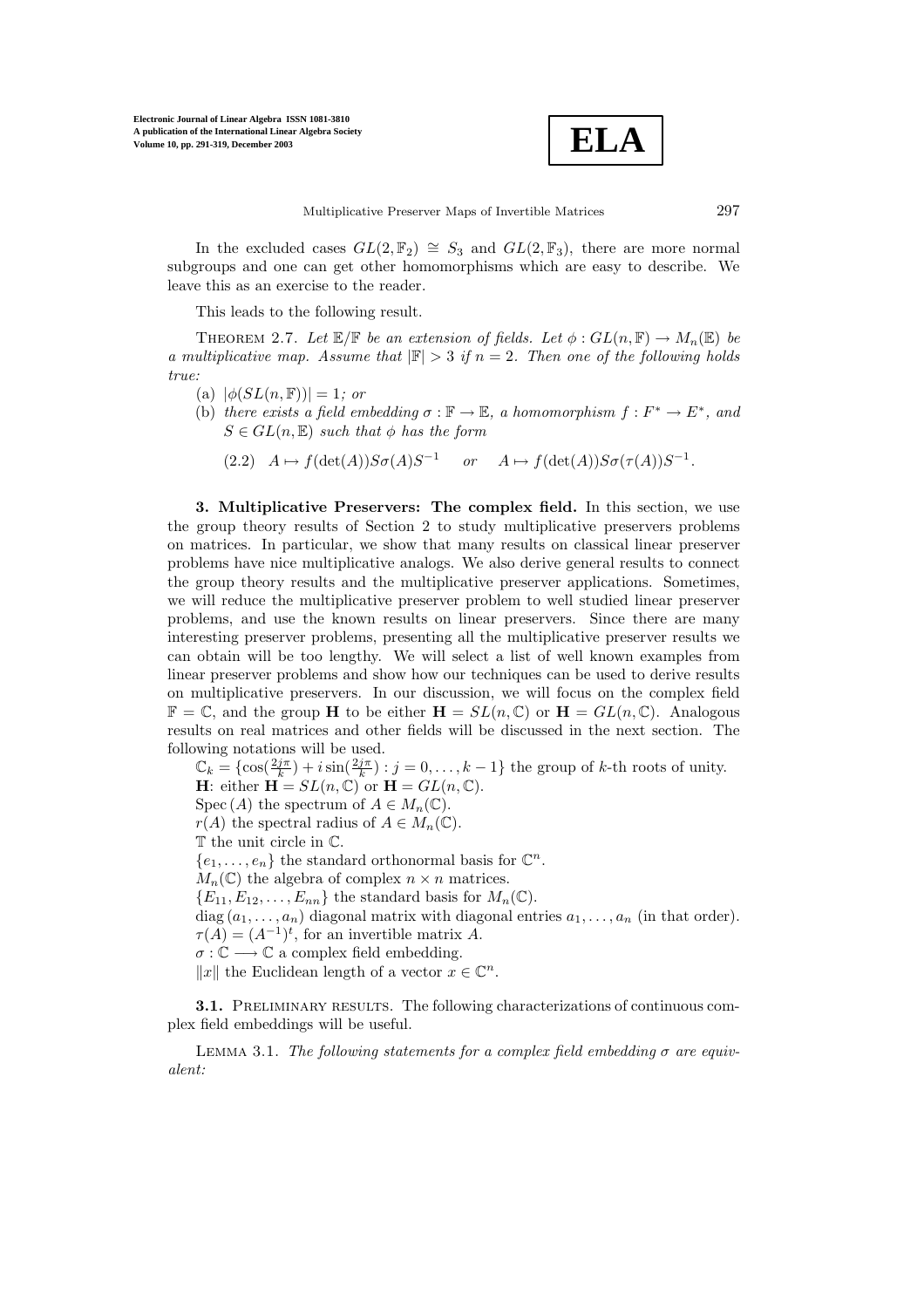In the excluded cases $GL(2, \mathbb{F}_2) \cong S_3$ and $GL(2, \mathbb{F}_3)$, there are more normal subgroups and one can get other homomorphisms which are easy to describe. We leave this as an exercise to the reader.

This leads to the following result.

THEOREM 2.7. *Let $\mathbb{E}/\mathbb{F}$ be an extension of fields. Let $\phi : GL(n, \mathbb{F}) \to M_n(\mathbb{E})$ be a multiplicative map. Assume that $|\mathbb{F}| > 3$ if $n = 2$. Then one of the following holds true:*

(a) *$|\phi(SL(n, \mathbb{F}))| = 1$; or*

(b) *there exists a field embedding $\sigma : \mathbb{F} \to \mathbb{E}$, a homomorphism $f : F^* \to E^*$, and $S \in GL(n, \mathbb{E})$ such that $\phi$ has the form*

$$(2.2) \quad A \mapsto f(\det(A)) S\sigma(A)S^{-1} \quad \text{or} \quad A \mapsto f(\det(A)) S\sigma(\tau(A))S^{-1}.$$

**3. Multiplicative Preservers: The complex field.** In this section, we use the group theory results of Section 2 to study multiplicative preservers problems on matrices. In particular, we show that many results on classical linear preserver problems have nice multiplicative analogs. We also derive general results to connect the group theory results and the multiplicative preserver applications. Sometimes, we will reduce the multiplicative preserver problem to well studied linear preserver problems, and use the known results on linear preservers. Since there are many interesting preserver problems, presenting all the multiplicative preserver results we can obtain will be too lengthy. We will select a list of well known examples from linear preserver problems and show how our techniques can be used to derive results on multiplicative preservers. In our discussion, we will focus on the complex field $\mathbb{F} = \mathbb{C}$, and the group $\mathbf{H}$ to be either $\mathbf{H} = SL(n, \mathbb{C})$ or $\mathbf{H} = GL(n, \mathbb{C})$. Analogous results on real matrices and other fields will be discussed in the next section. The following notations will be used.

$\mathbb{C}_k = \{\cos(\frac{2j\pi}{k}) + i\sin(\frac{2j\pi}{k}) : j = 0, \ldots, k-1\}$ the group of $k$-th roots of unity.
$\mathbf{H}$: either $\mathbf{H} = SL(n, \mathbb{C})$ or $\mathbf{H} = GL(n, \mathbb{C})$.
$\mathrm{Spec}\,(A)$ the spectrum of $A \in M_n(\mathbb{C})$.
$r(A)$ the spectral radius of $A \in M_n(\mathbb{C})$.
$\mathbb{T}$ the unit circle in $\mathbb{C}$.
$\{e_1, \ldots, e_n\}$ the standard orthonormal basis for $\mathbb{C}^n$.
$M_n(\mathbb{C})$ the algebra of complex $n \times n$ matrices.
$\{E_{11}, E_{12}, \ldots, E_{nn}\}$ the standard basis for $M_n(\mathbb{C})$.
$\mathrm{diag}\,(a_1, \ldots, a_n)$ diagonal matrix with diagonal entries $a_1, \ldots, a_n$ (in that order).
$\tau(A) = (A^{-1})^t$, for an invertible matrix $A$.
$\sigma : \mathbb{C} \longrightarrow \mathbb{C}$ a complex field embedding.
$\|x\|$ the Euclidean length of a vector $x \in \mathbb{C}^n$.

**3.1.** PRELIMINARY RESULTS. The following characterizations of continuous complex field embeddings will be useful.

LEMMA 3.1. *The following statements for a complex field embedding $\sigma$ are equivalent:*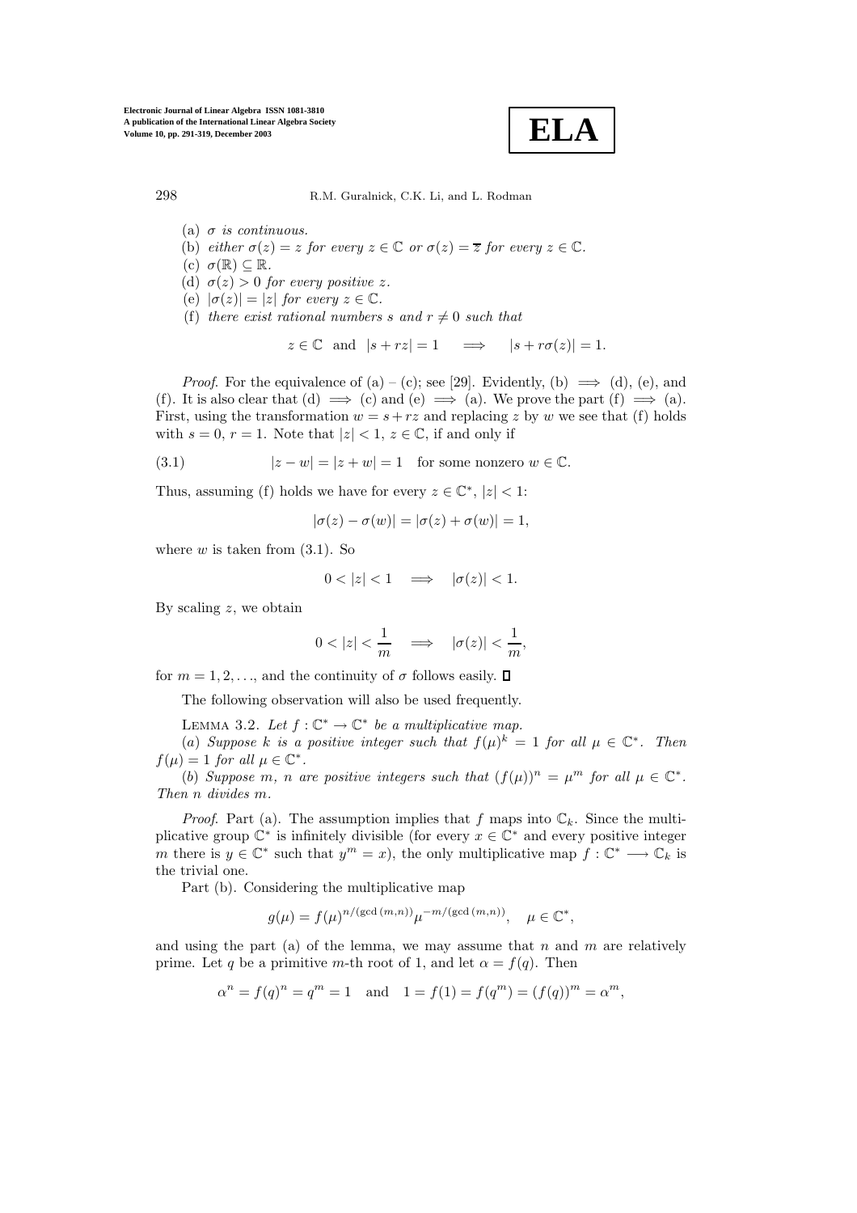(a) *$\sigma$ is continuous.*

(b) *either $\sigma(z) = z$ for every $z \in \mathbb{C}$ or $\sigma(z) = \overline{z}$ for every $z \in \mathbb{C}$.*

(c) *$\sigma(\mathbb{R}) \subseteq \mathbb{R}$.*

(d) *$\sigma(z) > 0$ for every positive $z$.*

(e) *$|\sigma(z)| = |z|$ for every $z \in \mathbb{C}$.*

(f) *there exist rational numbers $s$ and $r \neq 0$ such that*

$$z \in \mathbb{C} \quad \text{and} \quad |s + rz| = 1 \quad \Longrightarrow \quad |s + r\sigma(z)| = 1.$$

*Proof.* For the equivalence of (a) – (c); see [29]. Evidently, (b) $\Longrightarrow$ (d), (e), and (f). It is also clear that (d) $\Longrightarrow$ (c) and (e) $\Longrightarrow$ (a). We prove the part (f) $\Longrightarrow$ (a). First, using the transformation $w = s + rz$ and replacing $z$ by $w$ we see that (f) holds with $s = 0$, $r = 1$. Note that $|z| < 1$, $z \in \mathbb{C}$, if and only if

$$|z - w| = |z + w| = 1 \quad \text{for some nonzero } w \in \mathbb{C}. \tag{3.1}$$

Thus, assuming (f) holds we have for every $z \in \mathbb{C}^*$, $|z| < 1$:

$$|\sigma(z) - \sigma(w)| = |\sigma(z) + \sigma(w)| = 1,$$

where $w$ is taken from (3.1). So

$$0 < |z| < 1 \quad \Longrightarrow \quad |\sigma(z)| < 1.$$

By scaling $z$, we obtain

$$0 < |z| < \frac{1}{m} \quad \Longrightarrow \quad |\sigma(z)| < \frac{1}{m},$$

for $m = 1, 2, \ldots$, and the continuity of $\sigma$ follows easily. ∎

The following observation will also be used frequently.

Lemma 3.2. *Let $f : \mathbb{C}^* \to \mathbb{C}^*$ be a multiplicative map.*

(*a*) *Suppose $k$ is a positive integer such that $f(\mu)^k = 1$ for all $\mu \in \mathbb{C}^*$. Then $f(\mu) = 1$ for all $\mu \in \mathbb{C}^*$.*

(*b*) *Suppose $m$, $n$ are positive integers such that $(f(\mu))^n = \mu^m$ for all $\mu \in \mathbb{C}^*$. Then $n$ divides $m$.*

*Proof.* Part (a). The assumption implies that $f$ maps into $\mathbb{C}_k$. Since the multiplicative group $\mathbb{C}^*$ is infinitely divisible (for every $x \in \mathbb{C}^*$ and every positive integer $m$ there is $y \in \mathbb{C}^*$ such that $y^m = x$), the only multiplicative map $f : \mathbb{C}^* \longrightarrow \mathbb{C}_k$ is the trivial one.

Part (b). Considering the multiplicative map

$$g(\mu) = f(\mu)^{n/(\gcd(m,n))} \mu^{-m/(\gcd(m,n))}, \quad \mu \in \mathbb{C}^*,$$

and using the part (a) of the lemma, we may assume that $n$ and $m$ are relatively prime. Let $q$ be a primitive $m$-th root of 1, and let $\alpha = f(q)$. Then

$$\alpha^n = f(q)^n = q^m = 1 \quad \text{and} \quad 1 = f(1) = f(q^m) = (f(q))^m = \alpha^m,$$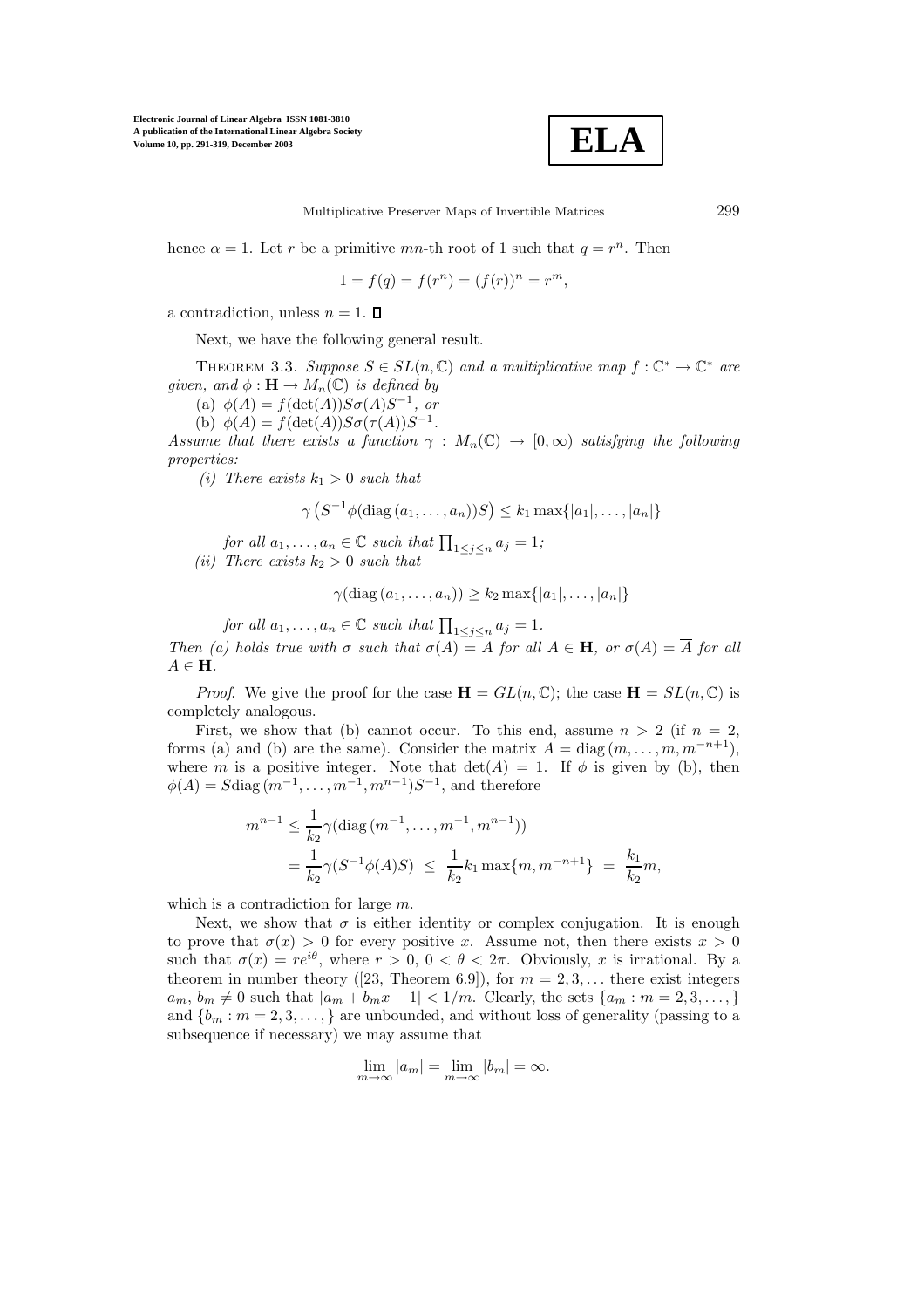hence $\alpha = 1$. Let $r$ be a primitive $mn$-th root of 1 such that $q = r^n$. Then

$$1 = f(q) = f(r^n) = (f(r))^n = r^m,$$

a contradiction, unless $n = 1$. $\square$

Next, we have the following general result.

THEOREM 3.3. *Suppose $S \in SL(n, \mathbb{C})$ and a multiplicative map $f : \mathbb{C}^* \to \mathbb{C}^*$ are given, and $\phi : \mathbf{H} \to M_n(\mathbb{C})$ is defined by*

(a) $\phi(A) = f(\det(A)) S\sigma(A)S^{-1}$, *or*

(b) $\phi(A) = f(\det(A)) S\sigma(\tau(A))S^{-1}$.

*Assume that there exists a function $\gamma : M_n(\mathbb{C}) \to [0, \infty)$ satisfying the following properties:*

*(i) There exists $k_1 > 0$ such that*

$$\gamma\left(S^{-1}\phi(\mathrm{diag}\,(a_1, \ldots, a_n))S\right) \le k_1 \max\{|a_1|, \ldots, |a_n|\}$$

*for all $a_1, \ldots, a_n \in \mathbb{C}$ such that $\prod_{1 \le j \le n} a_j = 1$;*

*(ii) There exists $k_2 > 0$ such that*

$$\gamma(\mathrm{diag}\,(a_1, \ldots, a_n)) \ge k_2 \max\{|a_1|, \ldots, |a_n|\}$$

*for all $a_1, \ldots, a_n \in \mathbb{C}$ such that $\prod_{1 \le j \le n} a_j = 1$.*

*Then (a) holds true with $\sigma$ such that $\sigma(A) = A$ for all $A \in \mathbf{H}$, or $\sigma(A) = \overline{A}$ for all $A \in \mathbf{H}$.*

*Proof*. We give the proof for the case $\mathbf{H} = GL(n, \mathbb{C})$; the case $\mathbf{H} = SL(n, \mathbb{C})$ is completely analogous.

First, we show that (b) cannot occur. To this end, assume $n > 2$ (if $n = 2$, forms (a) and (b) are the same). Consider the matrix $A = \mathrm{diag}\,(m, \ldots, m, m^{-n+1})$, where $m$ is a positive integer. Note that $\det(A) = 1$. If $\phi$ is given by (b), then $\phi(A) = S\mathrm{diag}\,(m^{-1}, \ldots, m^{-1}, m^{n-1})S^{-1}$, and therefore

$$\begin{aligned}
m^{n-1} &\le \frac{1}{k_2}\gamma(\mathrm{diag}\,(m^{-1}, \ldots, m^{-1}, m^{n-1})) \\
&= \frac{1}{k_2}\gamma(S^{-1}\phi(A)S) \;\le\; \frac{1}{k_2}k_1 \max\{m, m^{-n+1}\} \;=\; \frac{k_1}{k_2}m,
\end{aligned}$$

which is a contradiction for large $m$.

Next, we show that $\sigma$ is either identity or complex conjugation. It is enough to prove that $\sigma(x) > 0$ for every positive $x$. Assume not, then there exists $x > 0$ such that $\sigma(x) = re^{i\theta}$, where $r > 0$, $0 < \theta < 2\pi$. Obviously, $x$ is irrational. By a theorem in number theory ([23, Theorem 6.9]), for $m = 2, 3, \ldots$ there exist integers $a_m, b_m \ne 0$ such that $|a_m + b_m x - 1| < 1/m$. Clearly, the sets $\{a_m : m = 2, 3, \ldots, \}$ and $\{b_m : m = 2, 3, \ldots, \}$ are unbounded, and without loss of generality (passing to a subsequence if necessary) we may assume that

$$\lim_{m\to\infty} |a_m| = \lim_{m\to\infty} |b_m| = \infty.$$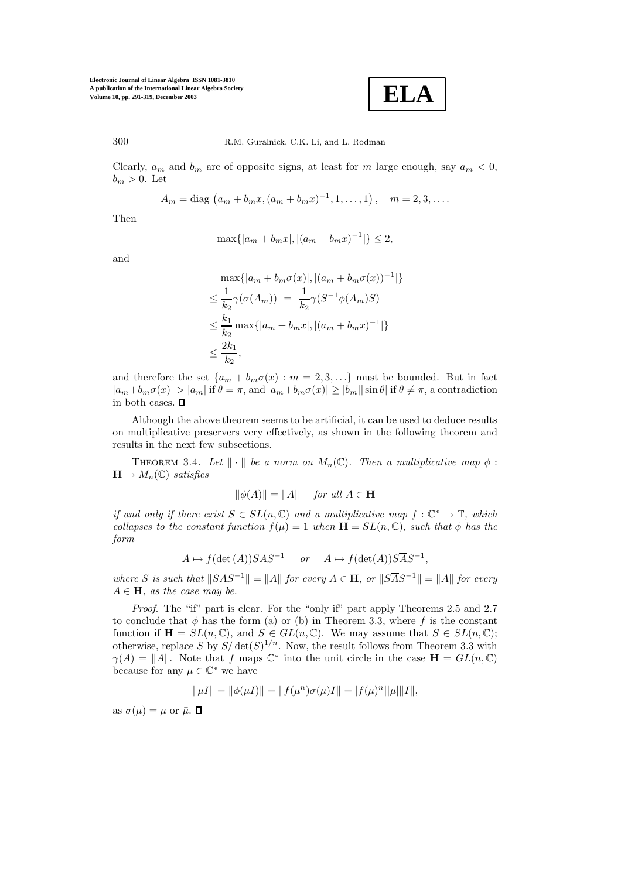Clearly, $a_m$ and $b_m$ are of opposite signs, at least for $m$ large enough, say $a_m < 0$, $b_m > 0$. Let

$$A_m = \text{diag}\left(a_m + b_m x, (a_m + b_m x)^{-1}, 1, \ldots, 1\right), \quad m = 2, 3, \ldots.$$

Then

$$\max\{|a_m + b_m x|, |(a_m + b_m x)^{-1}|\} \leq 2,$$

and

$$\begin{aligned}
&\max\{|a_m + b_m \sigma(x)|, |(a_m + b_m \sigma(x))^{-1}|\} \\
&\leq \frac{1}{k_2}\gamma(\sigma(A_m)) \;=\; \frac{1}{k_2}\gamma(S^{-1}\phi(A_m)S) \\
&\leq \frac{k_1}{k_2}\max\{|a_m + b_m x|, |(a_m + b_m x)^{-1}|\} \\
&\leq \frac{2k_1}{k_2},
\end{aligned}$$

and therefore the set $\{a_m + b_m\sigma(x) : m = 2, 3, \ldots\}$ must be bounded. But in fact $|a_m + b_m\sigma(x)| > |a_m|$ if $\theta = \pi$, and $|a_m + b_m\sigma(x)| \geq |b_m||\sin\theta|$ if $\theta \neq \pi$, a contradiction in both cases. $\square$

Although the above theorem seems to be artificial, it can be used to deduce results on multiplicative preservers very effectively, as shown in the following theorem and results in the next few subsections.

THEOREM 3.4. *Let $\|\cdot\|$ be a norm on $M_n(\mathbb{C})$. Then a multiplicative map $\phi : \mathbf{H} \to M_n(\mathbb{C})$ satisfies*

$$\|\phi(A)\| = \|A\| \quad \textit{for all } A \in \mathbf{H}$$

*if and only if there exist $S \in SL(n, \mathbb{C})$ and a multiplicative map $f : \mathbb{C}^* \to \mathbb{T}$, which collapses to the constant function $f(\mu) = 1$ when $\mathbf{H} = SL(n, \mathbb{C})$, such that $\phi$ has the form*

$$A \mapsto f(\det(A))SAS^{-1} \quad \textit{or} \quad A \mapsto f(\det(A))S\overline{A}S^{-1},$$

*where $S$ is such that $\|SAS^{-1}\| = \|A\|$ for every $A \in \mathbf{H}$, or $\|S\overline{A}S^{-1}\| = \|A\|$ for every $A \in \mathbf{H}$, as the case may be.*

*Proof.* The "if" part is clear. For the "only if" part apply Theorems 2.5 and 2.7 to conclude that $\phi$ has the form (a) or (b) in Theorem 3.3, where $f$ is the constant function if $\mathbf{H} = SL(n, \mathbb{C})$, and $S \in GL(n, \mathbb{C})$. We may assume that $S \in SL(n, \mathbb{C})$; otherwise, replace $S$ by $S/\det(S)^{1/n}$. Now, the result follows from Theorem 3.3 with $\gamma(A) = \|A\|$. Note that $f$ maps $\mathbb{C}^*$ into the unit circle in the case $\mathbf{H} = GL(n, \mathbb{C})$ because for any $\mu \in \mathbb{C}^*$ we have

$$\|\mu I\| = \|\phi(\mu I)\| = \|f(\mu^n)\sigma(\mu)I\| = |f(\mu)^n||\mu|\|I\|,$$

as $\sigma(\mu) = \mu$ or $\bar{\mu}$. $\square$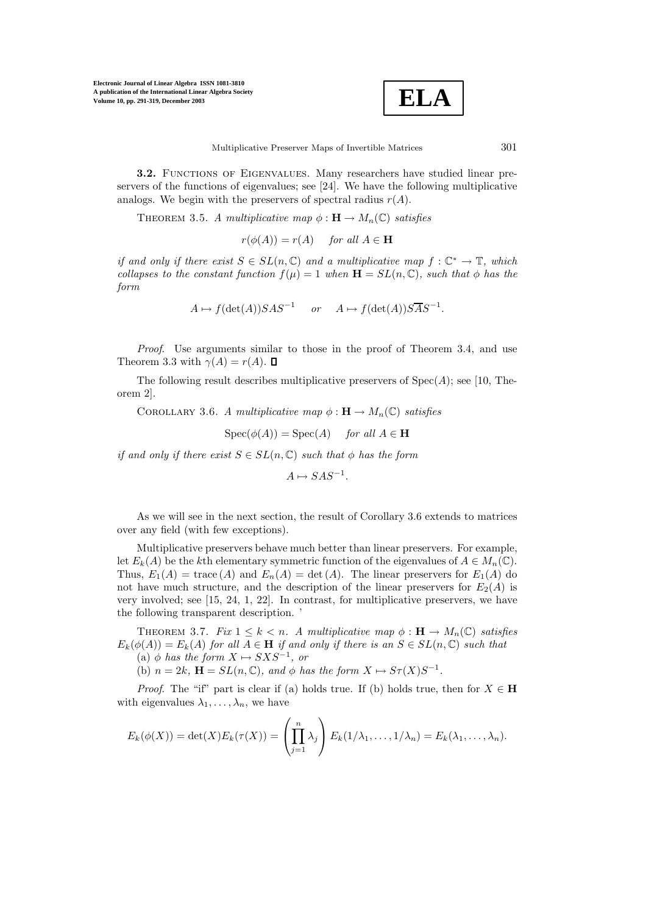**3.2.** Functions of Eigenvalues. Many researchers have studied linear preservers of the functions of eigenvalues; see [24]. We have the following multiplicative analogs. We begin with the preservers of spectral radius $r(A)$.

Theorem 3.5. *A multiplicative map $\phi : \mathbf{H} \to M_n(\mathbb{C})$ satisfies*

$$r(\phi(A)) = r(A) \quad \text{for all } A \in \mathbf{H}$$

*if and only if there exist $S \in SL(n, \mathbb{C})$ and a multiplicative map $f : \mathbb{C}^* \to \mathbb{T}$, which collapses to the constant function $f(\mu) = 1$ when $\mathbf{H} = SL(n, \mathbb{C})$, such that $\phi$ has the form*

$$A \mapsto f(\det(A))SAS^{-1} \quad \text{or} \quad A \mapsto f(\det(A))S\overline{A}S^{-1}.$$

*Proof*. Use arguments similar to those in the proof of Theorem 3.4, and use Theorem 3.3 with $\gamma(A) = r(A)$. ◻

The following result describes multiplicative preservers of $\mathrm{Spec}(A)$; see [10, Theorem 2].

Corollary 3.6. *A multiplicative map $\phi : \mathbf{H} \to M_n(\mathbb{C})$ satisfies*

$$\mathrm{Spec}(\phi(A)) = \mathrm{Spec}(A) \quad \text{for all } A \in \mathbf{H}$$

*if and only if there exist $S \in SL(n, \mathbb{C})$ such that $\phi$ has the form*

$$A \mapsto SAS^{-1}.$$

As we will see in the next section, the result of Corollary 3.6 extends to matrices over any field (with few exceptions).

Multiplicative preservers behave much better than linear preservers. For example, let $E_k(A)$ be the $k$th elementary symmetric function of the eigenvalues of $A \in M_n(\mathbb{C})$. Thus, $E_1(A) = \mathrm{trace}\,(A)$ and $E_n(A) = \det(A)$. The linear preservers for $E_1(A)$ do not have much structure, and the description of the linear preservers for $E_2(A)$ is very involved; see [15, 24, 1, 22]. In contrast, for multiplicative preservers, we have the following transparent description. '

Theorem 3.7. *Fix $1 \le k < n$. A multiplicative map $\phi : \mathbf{H} \to M_n(\mathbb{C})$ satisfies $E_k(\phi(A)) = E_k(A)$ for all $A \in \mathbf{H}$ if and only if there is an $S \in SL(n, \mathbb{C})$ such that*

(a) *$\phi$ has the form $X \mapsto SXS^{-1}$, or*

(b) *$n = 2k$, $\mathbf{H} = SL(n, \mathbb{C})$, and $\phi$ has the form $X \mapsto S\tau(X)S^{-1}$.*

*Proof*. The "if" part is clear if (a) holds true. If (b) holds true, then for $X \in \mathbf{H}$ with eigenvalues $\lambda_1, \ldots, \lambda_n$, we have

$$E_k(\phi(X)) = \det(X)E_k(\tau(X)) = \left(\prod_{j=1}^{n} \lambda_j\right) E_k(1/\lambda_1, \ldots, 1/\lambda_n) = E_k(\lambda_1, \ldots, \lambda_n).$$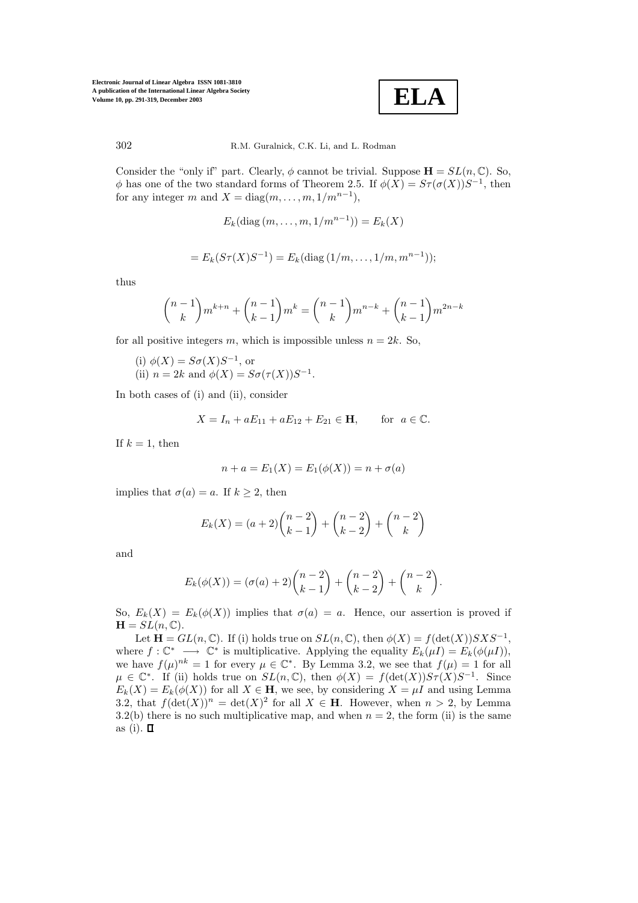Consider the "only if" part. Clearly, $\phi$ cannot be trivial. Suppose $\mathbf{H} = SL(n, \mathbb{C})$. So, $\phi$ has one of the two standard forms of Theorem 2.5. If $\phi(X) = S\tau(\sigma(X))S^{-1}$, then for any integer $m$ and $X = \mathrm{diag}(m, \dots, m, 1/m^{n-1})$,

$$E_k(\mathrm{diag}\,(m, \dots, m, 1/m^{n-1})) = E_k(X)$$

$$= E_k(S\tau(X)S^{-1}) = E_k(\mathrm{diag}\,(1/m, \dots, 1/m, m^{n-1}));$$

thus

$$\binom{n-1}{k} m^{k+n} + \binom{n-1}{k-1} m^k = \binom{n-1}{k} m^{n-k} + \binom{n-1}{k-1} m^{2n-k}$$

for all positive integers $m$, which is impossible unless $n = 2k$. So,

(i) $\phi(X) = S\sigma(X)S^{-1}$, or
(ii) $n = 2k$ and $\phi(X) = S\sigma(\tau(X))S^{-1}$.

In both cases of (i) and (ii), consider

$$X = I_n + aE_{11} + aE_{12} + E_{21} \in \mathbf{H}, \qquad \text{for} \ \ a \in \mathbb{C}.$$

If $k = 1$, then

$$n + a = E_1(X) = E_1(\phi(X)) = n + \sigma(a)$$

implies that $\sigma(a) = a$. If $k \geq 2$, then

$$E_k(X) = (a+2)\binom{n-2}{k-1} + \binom{n-2}{k-2} + \binom{n-2}{k}$$

and

$$E_k(\phi(X)) = (\sigma(a)+2)\binom{n-2}{k-1} + \binom{n-2}{k-2} + \binom{n-2}{k}.$$

So, $E_k(X) = E_k(\phi(X))$ implies that $\sigma(a) = a$. Hence, our assertion is proved if $\mathbf{H} = SL(n, \mathbb{C})$.

Let $\mathbf{H} = GL(n, \mathbb{C})$. If (i) holds true on $SL(n, \mathbb{C})$, then $\phi(X) = f(\det(X))SXS^{-1}$, where $f : \mathbb{C}^* \longrightarrow \mathbb{C}^*$ is multiplicative. Applying the equality $E_k(\mu I) = E_k(\phi(\mu I))$, we have $f(\mu)^{nk} = 1$ for every $\mu \in \mathbb{C}^*$. By Lemma 3.2, we see that $f(\mu) = 1$ for all $\mu \in \mathbb{C}^*$. If (ii) holds true on $SL(n, \mathbb{C})$, then $\phi(X) = f(\det(X))S\tau(X)S^{-1}$. Since $E_k(X) = E_k(\phi(X))$ for all $X \in \mathbf{H}$, we see, by considering $X = \mu I$ and using Lemma 3.2, that $f(\det(X))^n = \det(X)^2$ for all $X \in \mathbf{H}$. However, when $n > 2$, by Lemma 3.2(b) there is no such multiplicative map, and when $n = 2$, the form (ii) is the same as (i). $\square$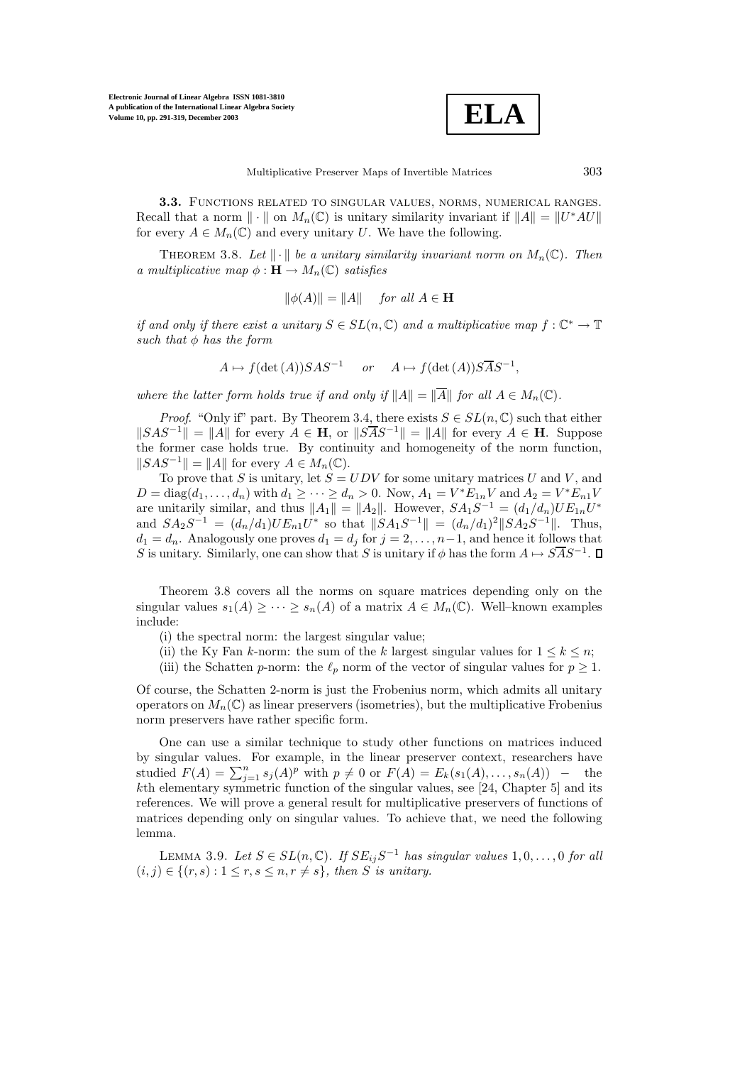**3.3.** Functions related to singular values, norms, numerical ranges. Recall that a norm $\|\cdot\|$ on $M_n(\mathbb{C})$ is unitary similarity invariant if $\|A\| = \|U^*AU\|$ for every $A \in M_n(\mathbb{C})$ and every unitary $U$. We have the following.

Theorem 3.8. *Let $\|\cdot\|$ be a unitary similarity invariant norm on $M_n(\mathbb{C})$. Then a multiplicative map $\phi : \mathbf{H} \to M_n(\mathbb{C})$ satisfies*

$$\|\phi(A)\| = \|A\| \quad \textit{for all } A \in \mathbf{H}$$

*if and only if there exist a unitary $S \in SL(n, \mathbb{C})$ and a multiplicative map $f : \mathbb{C}^* \to \mathbb{T}$ such that $\phi$ has the form*

$$A \mapsto f(\det(A))SAS^{-1} \quad \textit{or} \quad A \mapsto f(\det(A))S\overline{A}S^{-1},$$

*where the latter form holds true if and only if $\|A\| = \|\overline{A}\|$ for all $A \in M_n(\mathbb{C})$.*

*Proof*. "Only if" part. By Theorem 3.4, there exists $S \in SL(n, \mathbb{C})$ such that either $\|SAS^{-1}\| = \|A\|$ for every $A \in \mathbf{H}$, or $\|S\overline{A}S^{-1}\| = \|A\|$ for every $A \in \mathbf{H}$. Suppose the former case holds true. By continuity and homogeneity of the norm function, $\|SAS^{-1}\| = \|A\|$ for every $A \in M_n(\mathbb{C})$.

To prove that $S$ is unitary, let $S = UDV$ for some unitary matrices $U$ and $V$, and $D = \mathrm{diag}(d_1, \ldots, d_n)$ with $d_1 \geq \cdots \geq d_n > 0$. Now, $A_1 = V^*E_{1n}V$ and $A_2 = V^*E_{n1}V$ are unitarily similar, and thus $\|A_1\| = \|A_2\|$. However, $SA_1S^{-1} = (d_1/d_n)UE_{1n}U^*$ and $SA_2S^{-1} = (d_n/d_1)UE_{n1}U^*$ so that $\|SA_1S^{-1}\| = (d_n/d_1)^2\|SA_2S^{-1}\|$. Thus, $d_1 = d_n$. Analogously one proves $d_1 = d_j$ for $j = 2, \ldots, n-1$, and hence it follows that $S$ is unitary. Similarly, one can show that $S$ is unitary if $\phi$ has the form $A \mapsto S\overline{A}S^{-1}$. ∎

Theorem 3.8 covers all the norms on square matrices depending only on the singular values $s_1(A) \geq \cdots \geq s_n(A)$ of a matrix $A \in M_n(\mathbb{C})$. Well–known examples include:

(i) the spectral norm: the largest singular value;

(ii) the Ky Fan $k$-norm: the sum of the $k$ largest singular values for $1 \leq k \leq n$;

(iii) the Schatten $p$-norm: the $\ell_p$ norm of the vector of singular values for $p \geq 1$.

Of course, the Schatten 2-norm is just the Frobenius norm, which admits all unitary operators on $M_n(\mathbb{C})$ as linear preservers (isometries), but the multiplicative Frobenius norm preservers have rather specific form.

One can use a similar technique to study other functions on matrices induced by singular values. For example, in the linear preserver context, researchers have studied $F(A) = \sum_{j=1}^{n} s_j(A)^p$ with $p \neq 0$ or $F(A) = E_k(s_1(A), \ldots, s_n(A))$ – the $k$th elementary symmetric function of the singular values, see [24, Chapter 5] and its references. We will prove a general result for multiplicative preservers of functions of matrices depending only on singular values. To achieve that, we need the following lemma.

Lemma 3.9. *Let $S \in SL(n, \mathbb{C})$. If $SE_{ij}S^{-1}$ has singular values $1, 0, \ldots, 0$ for all $(i, j) \in \{(r, s) : 1 \leq r, s \leq n, r \neq s\}$, then $S$ is unitary.*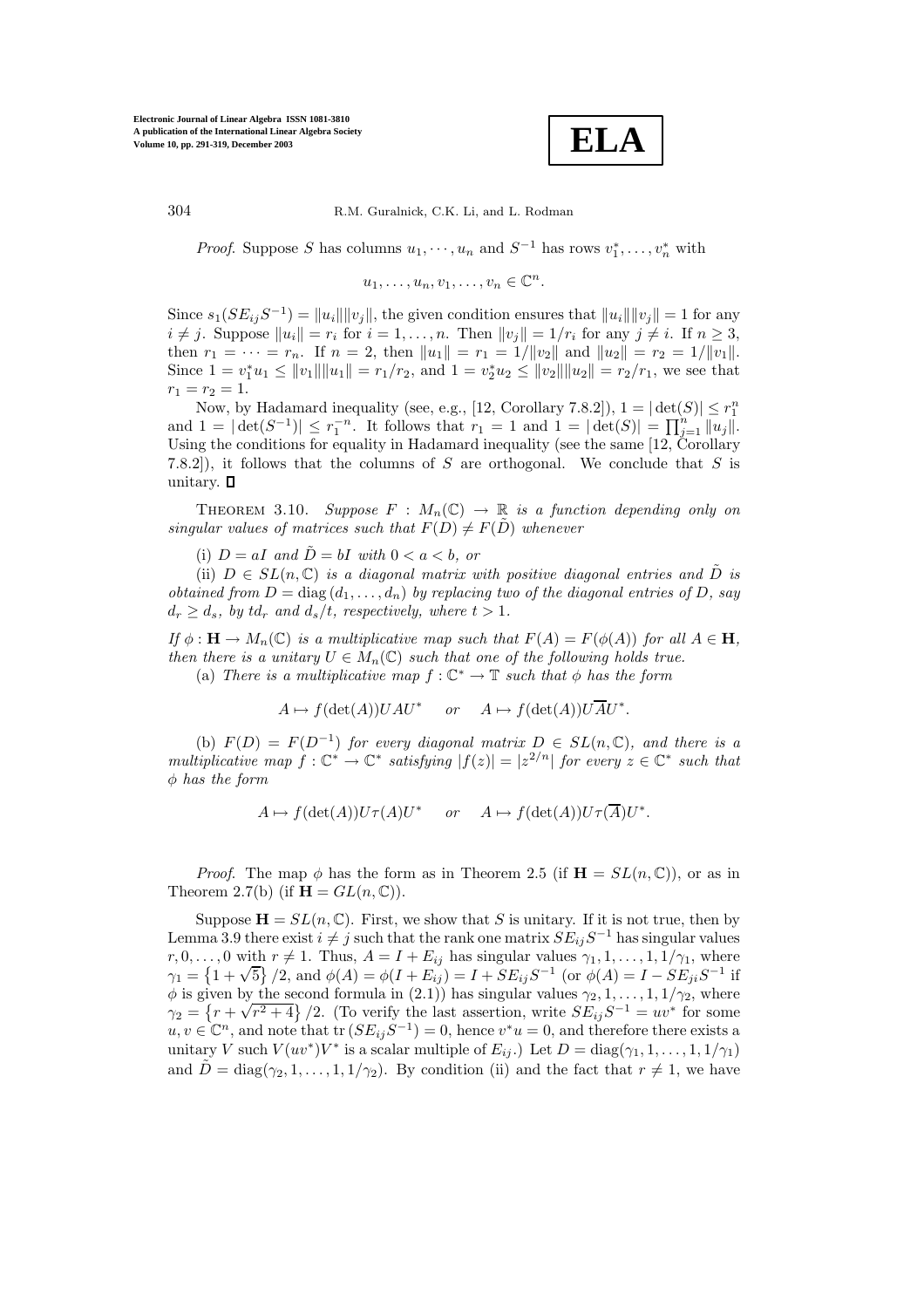*Proof*. Suppose $S$ has columns $u_1, \cdots, u_n$ and $S^{-1}$ has rows $v_1^*, \ldots, v_n^*$ with

$$u_1, \ldots, u_n, v_1, \ldots, v_n \in \mathbb{C}^n.$$

Since $s_1(SE_{ij}S^{-1}) = \|u_i\|\|v_j\|$, the given condition ensures that $\|u_i\|\|v_j\| = 1$ for any $i \neq j$. Suppose $\|u_i\| = r_i$ for $i = 1, \ldots, n$. Then $\|v_j\| = 1/r_i$ for any $j \neq i$. If $n \geq 3$, then $r_1 = \cdots = r_n$. If $n = 2$, then $\|u_1\| = r_1 = 1/\|v_2\|$ and $\|u_2\| = r_2 = 1/\|v_1\|$. Since $1 = v_1^* u_1 \leq \|v_1\|\|u_1\| = r_1/r_2$, and $1 = v_2^* u_2 \leq \|v_2\|\|u_2\| = r_2/r_1$, we see that $r_1 = r_2 = 1$.

Now, by Hadamard inequality (see, e.g., [12, Corollary 7.8.2]), $1 = |\det(S)| \leq r_1^n$ and $1 = |\det(S^{-1})| \leq r_1^{-n}$. It follows that $r_1 = 1$ and $1 = |\det(S)| = \prod_{j=1}^n \|u_j\|$. Using the conditions for equality in Hadamard inequality (see the same [12, Corollary 7.8.2]), it follows that the columns of $S$ are orthogonal. We conclude that $S$ is unitary. $\square$

Theorem 3.10. *Suppose $F : M_n(\mathbb{C}) \to \mathbb{R}$ is a function depending only on singular values of matrices such that $F(D) \neq F(\tilde{D})$ whenever*

(i) *$D = aI$ and $\tilde{D} = bI$ with $0 < a < b$, or*

(ii) *$D \in SL(n, \mathbb{C})$ is a diagonal matrix with positive diagonal entries and $\tilde{D}$ is obtained from $D = \operatorname{diag}(d_1, \ldots, d_n)$ by replacing two of the diagonal entries of $D$, say $d_r \geq d_s$, by $td_r$ and $d_s/t$, respectively, where $t > 1$.*

*If $\phi : \mathbf{H} \to M_n(\mathbb{C})$ is a multiplicative map such that $F(A) = F(\phi(A))$ for all $A \in \mathbf{H}$, then there is a unitary $U \in M_n(\mathbb{C})$ such that one of the following holds true.*

(a) *There is a multiplicative map $f : \mathbb{C}^* \to \mathbb{T}$ such that $\phi$ has the form*

$$A \mapsto f(\det(A))UAU^* \quad \text{or} \quad A \mapsto f(\det(A))U\overline{A}U^*.$$

(b) *$F(D) = F(D^{-1})$ for every diagonal matrix $D \in SL(n, \mathbb{C})$, and there is a multiplicative map $f : \mathbb{C}^* \to \mathbb{C}^*$ satisfying $|f(z)| = |z^{2/n}|$ for every $z \in \mathbb{C}^*$ such that $\phi$ has the form*

$$A \mapsto f(\det(A))U\tau(A)U^* \quad \text{or} \quad A \mapsto f(\det(A))U\tau(\overline{A})U^*.$$

*Proof*. The map $\phi$ has the form as in Theorem 2.5 (if $\mathbf{H} = SL(n, \mathbb{C})$), or as in Theorem 2.7(b) (if $\mathbf{H} = GL(n, \mathbb{C})$).

Suppose $\mathbf{H} = SL(n, \mathbb{C})$. First, we show that $S$ is unitary. If it is not true, then by Lemma 3.9 there exist $i \neq j$ such that the rank one matrix $SE_{ij}S^{-1}$ has singular values $r, 0, \ldots, 0$ with $r \neq 1$. Thus, $A = I + E_{ij}$ has singular values $\gamma_1, 1, \ldots, 1, 1/\gamma_1$, where $\gamma_1 = \{1 + \sqrt{5}\}/2$, and $\phi(A) = \phi(I + E_{ij}) = I + SE_{ij}S^{-1}$ (or $\phi(A) = I - SE_{ji}S^{-1}$ if $\phi$ is given by the second formula in (2.1)) has singular values $\gamma_2, 1, \ldots, 1, 1/\gamma_2$, where $\gamma_2 = \{r + \sqrt{r^2 + 4}\}/2$. (To verify the last assertion, write $SE_{ij}S^{-1} = uv^*$ for some $u, v \in \mathbb{C}^n$, and note that $\operatorname{tr}(SE_{ij}S^{-1}) = 0$, hence $v^*u = 0$, and therefore there exists a unitary $V$ such $V(uv^*)V^*$ is a scalar multiple of $E_{ij}$.) Let $D = \operatorname{diag}(\gamma_1, 1, \ldots, 1, 1/\gamma_1)$ and $\tilde{D} = \operatorname{diag}(\gamma_2, 1, \ldots, 1, 1/\gamma_2)$. By condition (ii) and the fact that $r \neq 1$, we have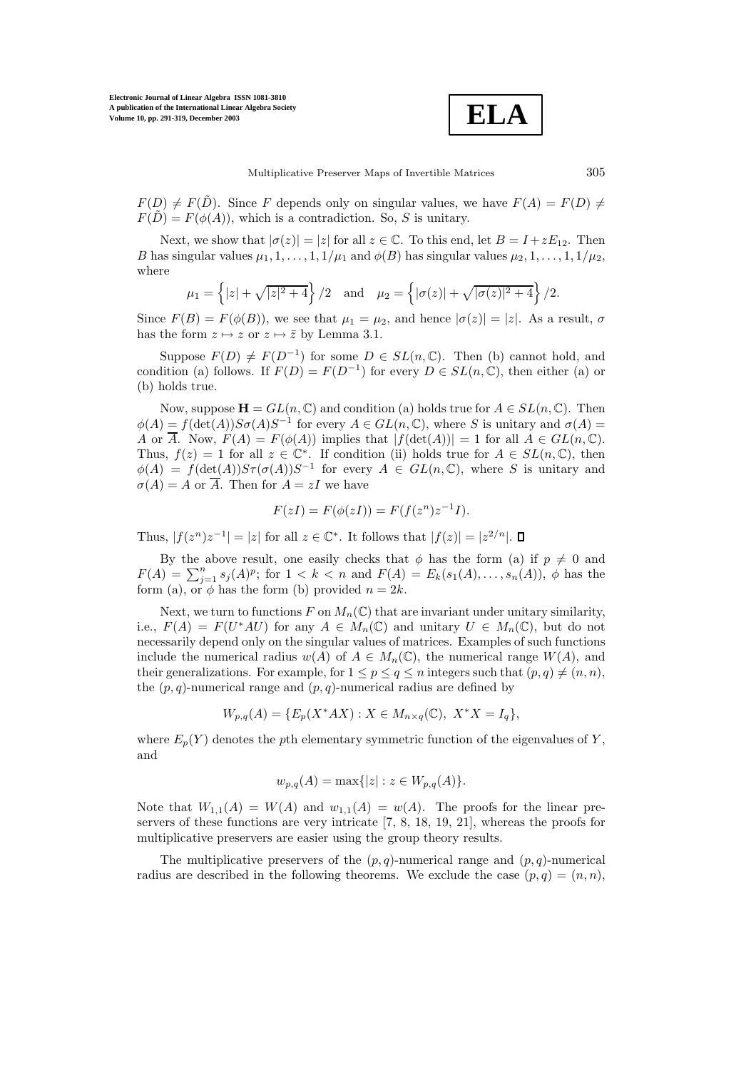$F(D) \neq F(\tilde{D})$. Since $F$ depends only on singular values, we have $F(A) = F(D) \neq F(\tilde{D}) = F(\phi(A))$, which is a contradiction. So, $S$ is unitary.

Next, we show that $|\sigma(z)| = |z|$ for all $z \in \mathbb{C}$. To this end, let $B = I + zE_{12}$. Then $B$ has singular values $\mu_1, 1, \ldots, 1, 1/\mu_1$ and $\phi(B)$ has singular values $\mu_2, 1, \ldots, 1, 1/\mu_2$, where

$$\mu_1 = \left\{|z| + \sqrt{|z|^2 + 4}\right\}/2 \quad \text{and} \quad \mu_2 = \left\{|\sigma(z)| + \sqrt{|\sigma(z)|^2 + 4}\right\}/2.$$

Since $F(B) = F(\phi(B))$, we see that $\mu_1 = \mu_2$, and hence $|\sigma(z)| = |z|$. As a result, $\sigma$ has the form $z \mapsto z$ or $z \mapsto \bar{z}$ by Lemma 3.1.

Suppose $F(D) \neq F(D^{-1})$ for some $D \in SL(n, \mathbb{C})$. Then (b) cannot hold, and condition (a) follows. If $F(D) = F(D^{-1})$ for every $D \in SL(n, \mathbb{C})$, then either (a) or (b) holds true.

Now, suppose $\mathbf{H} = GL(n, \mathbb{C})$ and condition (a) holds true for $A \in SL(n, \mathbb{C})$. Then $\phi(A) = f(\det(A))S\sigma(A)S^{-1}$ for every $A \in GL(n, \mathbb{C})$, where $S$ is unitary and $\sigma(A) = A$ or $\overline{A}$. Now, $F(A) = F(\phi(A))$ implies that $|f(\det(A))| = 1$ for all $A \in GL(n, \mathbb{C})$. Thus, $f(z) = 1$ for all $z \in \mathbb{C}^*$. If condition (ii) holds true for $A \in SL(n, \mathbb{C})$, then $\phi(A) = f(\det(A))S\tau(\sigma(A))S^{-1}$ for every $A \in GL(n, \mathbb{C})$, where $S$ is unitary and $\sigma(A) = A$ or $\overline{A}$. Then for $A = zI$ we have

$$F(zI) = F(\phi(zI)) = F(f(z^n)z^{-1}I).$$

Thus, $|f(z^n)z^{-1}| = |z|$ for all $z \in \mathbb{C}^*$. It follows that $|f(z)| = |z^{2/n}|$. □

By the above result, one easily checks that $\phi$ has the form (a) if $p \neq 0$ and $F(A) = \sum_{j=1}^{n} s_j(A)^p$; for $1 < k < n$ and $F(A) = E_k(s_1(A), \ldots, s_n(A))$, $\phi$ has the form (a), or $\phi$ has the form (b) provided $n = 2k$.

Next, we turn to functions $F$ on $M_n(\mathbb{C})$ that are invariant under unitary similarity, i.e., $F(A) = F(U^*AU)$ for any $A \in M_n(\mathbb{C})$ and unitary $U \in M_n(\mathbb{C})$, but do not necessarily depend only on the singular values of matrices. Examples of such functions include the numerical radius $w(A)$ of $A \in M_n(\mathbb{C})$, the numerical range $W(A)$, and their generalizations. For example, for $1 \le p \le q \le n$ integers such that $(p, q) \neq (n, n)$, the $(p, q)$-numerical range and $(p, q)$-numerical radius are defined by

$$W_{p,q}(A) = \{E_p(X^*AX) : X \in M_{n \times q}(\mathbb{C}),\ X^*X = I_q\},$$

where $E_p(Y)$ denotes the $p$th elementary symmetric function of the eigenvalues of $Y$, and

$$w_{p,q}(A) = \max\{|z| : z \in W_{p,q}(A)\}.$$

Note that $W_{1,1}(A) = W(A)$ and $w_{1,1}(A) = w(A)$. The proofs for the linear preservers of these functions are very intricate [7, 8, 18, 19, 21], whereas the proofs for multiplicative preservers are easier using the group theory results.

The multiplicative preservers of the $(p, q)$-numerical range and $(p, q)$-numerical radius are described in the following theorems. We exclude the case $(p, q) = (n, n)$,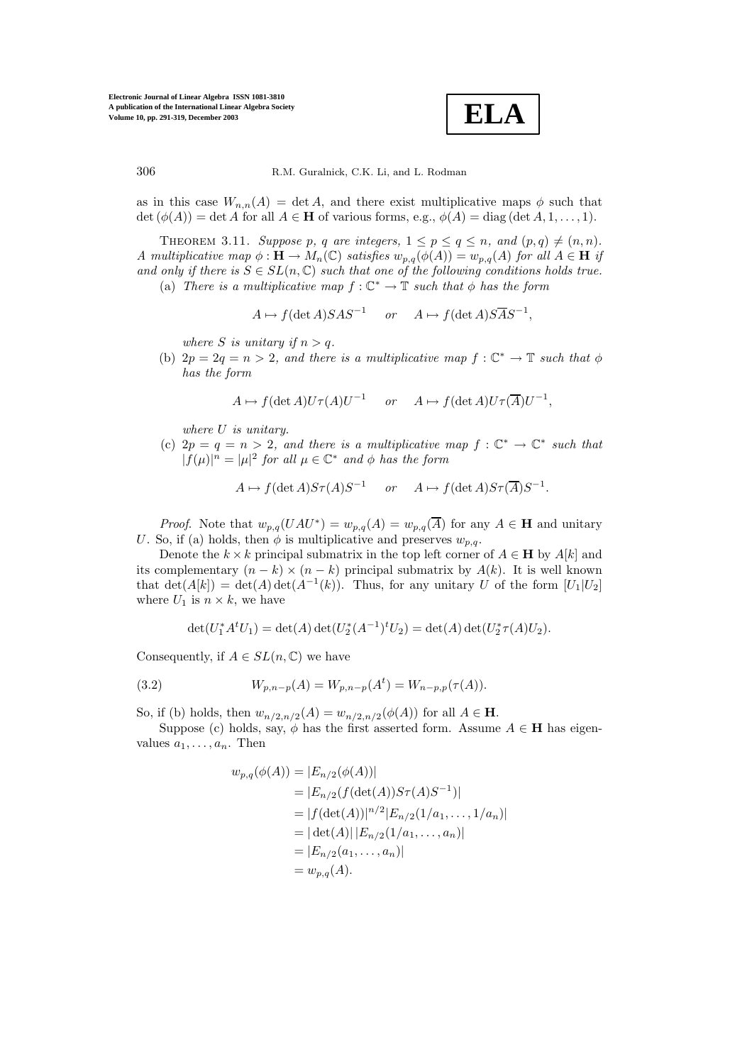as in this case $W_{n,n}(A) = \det A$, and there exist multiplicative maps $\phi$ such that $\det(\phi(A)) = \det A$ for all $A \in \mathbf{H}$ of various forms, e.g., $\phi(A) = \operatorname{diag}(\det A, 1, \ldots, 1)$.

Theorem 3.11. *Suppose $p$, $q$ are integers, $1 \le p \le q \le n$, and $(p, q) \ne (n, n)$. A multiplicative map $\phi : \mathbf{H} \to M_n(\mathbb{C})$ satisfies $w_{p,q}(\phi(A)) = w_{p,q}(A)$ for all $A \in \mathbf{H}$ if and only if there is $S \in SL(n, \mathbb{C})$ such that one of the following conditions holds true.*

(a) *There is a multiplicative map $f : \mathbb{C}^* \to \mathbb{T}$ such that $\phi$ has the form*

$$A \mapsto f(\det A) SAS^{-1} \quad \text{or} \quad A \mapsto f(\det A) S\overline{A}S^{-1},$$

*where $S$ is unitary if $n > q$.*

(b) *$2p = 2q = n > 2$, and there is a multiplicative map $f : \mathbb{C}^* \to \mathbb{T}$ such that $\phi$ has the form*

$$A \mapsto f(\det A) U\tau(A)U^{-1} \quad \text{or} \quad A \mapsto f(\det A) U\tau(\overline{A})U^{-1},$$

*where $U$ is unitary.*

(c) *$2p = q = n > 2$, and there is a multiplicative map $f : \mathbb{C}^* \to \mathbb{C}^*$ such that $|f(\mu)|^n = |\mu|^2$ for all $\mu \in \mathbb{C}^*$ and $\phi$ has the form*

$$A \mapsto f(\det A) S\tau(A)S^{-1} \quad \text{or} \quad A \mapsto f(\det A) S\tau(\overline{A})S^{-1}.$$

*Proof.* Note that $w_{p,q}(UAU^*) = w_{p,q}(A) = w_{p,q}(\overline{A})$ for any $A \in \mathbf{H}$ and unitary $U$. So, if (a) holds, then $\phi$ is multiplicative and preserves $w_{p,q}$.

Denote the $k \times k$ principal submatrix in the top left corner of $A \in \mathbf{H}$ by $A[k]$ and its complementary $(n-k) \times (n-k)$ principal submatrix by $A(k)$. It is well known that $\det(A[k]) = \det(A)\det(A^{-1}(k))$. Thus, for any unitary $U$ of the form $[U_1|U_2]$ where $U_1$ is $n \times k$, we have

$$\det(U_1^* A^t U_1) = \det(A)\det(U_2^*(A^{-1})^t U_2) = \det(A)\det(U_2^* \tau(A) U_2).$$

Consequently, if $A \in SL(n, \mathbb{C})$ we have

$$W_{p,n-p}(A) = W_{p,n-p}(A^t) = W_{n-p,p}(\tau(A)). \tag{3.2}$$

So, if (b) holds, then $w_{n/2,n/2}(A) = w_{n/2,n/2}(\phi(A))$ for all $A \in \mathbf{H}$.

Suppose (c) holds, say, $\phi$ has the first asserted form. Assume $A \in \mathbf{H}$ has eigenvalues $a_1, \ldots, a_n$. Then

$$\begin{aligned}
w_{p,q}(\phi(A)) &= |E_{n/2}(\phi(A))| \\
&= |E_{n/2}(f(\det(A)) S\tau(A)S^{-1})| \\
&= |f(\det(A))|^{n/2} |E_{n/2}(1/a_1, \ldots, 1/a_n)| \\
&= |\det(A)|\, |E_{n/2}(1/a_1, \ldots, a_n)| \\
&= |E_{n/2}(a_1, \ldots, a_n)| \\
&= w_{p,q}(A).
\end{aligned}$$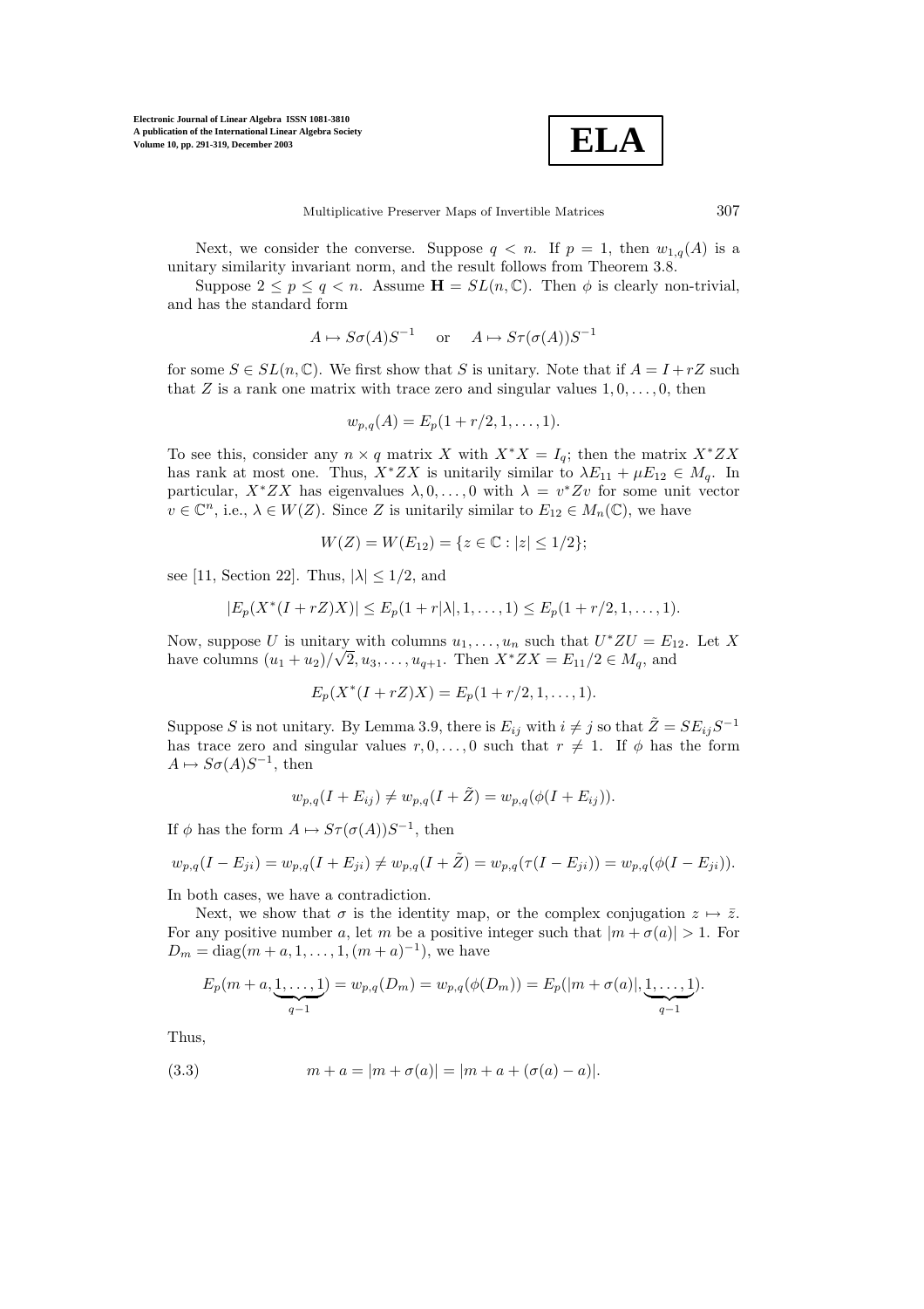Next, we consider the converse. Suppose $q < n$. If $p = 1$, then $w_{1,q}(A)$ is a unitary similarity invariant norm, and the result follows from Theorem 3.8.

Suppose $2 \leq p \leq q < n$. Assume $\mathbf{H} = SL(n, \mathbb{C})$. Then $\phi$ is clearly non-trivial, and has the standard form

$$A \mapsto S\sigma(A)S^{-1} \quad \text{or} \quad A \mapsto S\tau(\sigma(A))S^{-1}$$

for some $S \in SL(n, \mathbb{C})$. We first show that $S$ is unitary. Note that if $A = I + rZ$ such that $Z$ is a rank one matrix with trace zero and singular values $1, 0, \ldots, 0$, then

$$w_{p,q}(A) = E_p(1 + r/2, 1, \ldots, 1).$$

To see this, consider any $n \times q$ matrix $X$ with $X^*X = I_q$; then the matrix $X^*ZX$ has rank at most one. Thus, $X^*ZX$ is unitarily similar to $\lambda E_{11} + \mu E_{12} \in M_q$. In particular, $X^*ZX$ has eigenvalues $\lambda, 0, \ldots, 0$ with $\lambda = v^*Zv$ for some unit vector $v \in \mathbb{C}^n$, i.e., $\lambda \in W(Z)$. Since $Z$ is unitarily similar to $E_{12} \in M_n(\mathbb{C})$, we have

$$W(Z) = W(E_{12}) = \{z \in \mathbb{C} : |z| \leq 1/2\};$$

see [11, Section 22]. Thus, $|\lambda| \leq 1/2$, and

$$|E_p(X^*(I + rZ)X)| \leq E_p(1 + r|\lambda|, 1, \ldots, 1) \leq E_p(1 + r/2, 1, \ldots, 1).$$

Now, suppose $U$ is unitary with columns $u_1, \ldots, u_n$ such that $U^*ZU = E_{12}$. Let $X$ have columns $(u_1 + u_2)/\sqrt{2}, u_3, \ldots, u_{q+1}$. Then $X^*ZX = E_{11}/2 \in M_q$, and

$$E_p(X^*(I + rZ)X) = E_p(1 + r/2, 1, \ldots, 1).$$

Suppose $S$ is not unitary. By Lemma 3.9, there is $E_{ij}$ with $i \neq j$ so that $\tilde{Z} = SE_{ij}S^{-1}$ has trace zero and singular values $r, 0, \ldots, 0$ such that $r \neq 1$. If $\phi$ has the form $A \mapsto S\sigma(A)S^{-1}$, then

$$w_{p,q}(I + E_{ij}) \neq w_{p,q}(I + \tilde{Z}) = w_{p,q}(\phi(I + E_{ij})).$$

If $\phi$ has the form $A \mapsto S\tau(\sigma(A))S^{-1}$, then

$$w_{p,q}(I - E_{ji}) = w_{p,q}(I + E_{ji}) \neq w_{p,q}(I + \tilde{Z}) = w_{p,q}(\tau(I - E_{ji})) = w_{p,q}(\phi(I - E_{ji})).$$

In both cases, we have a contradiction.

Next, we show that $\sigma$ is the identity map, or the complex conjugation $z \mapsto \bar{z}$. For any positive number $a$, let $m$ be a positive integer such that $|m + \sigma(a)| > 1$. For $D_m = \operatorname{diag}(m + a, 1, \ldots, 1, (m + a)^{-1})$, we have

$$E_p(m + a, \underbrace{1, \ldots, 1}_{q-1}) = w_{p,q}(D_m) = w_{p,q}(\phi(D_m)) = E_p(|m + \sigma(a)|, \underbrace{1, \ldots, 1}_{q-1}).$$

Thus,

$$m + a = |m + \sigma(a)| = |m + a + (\sigma(a) - a)|. \tag{3.3}$$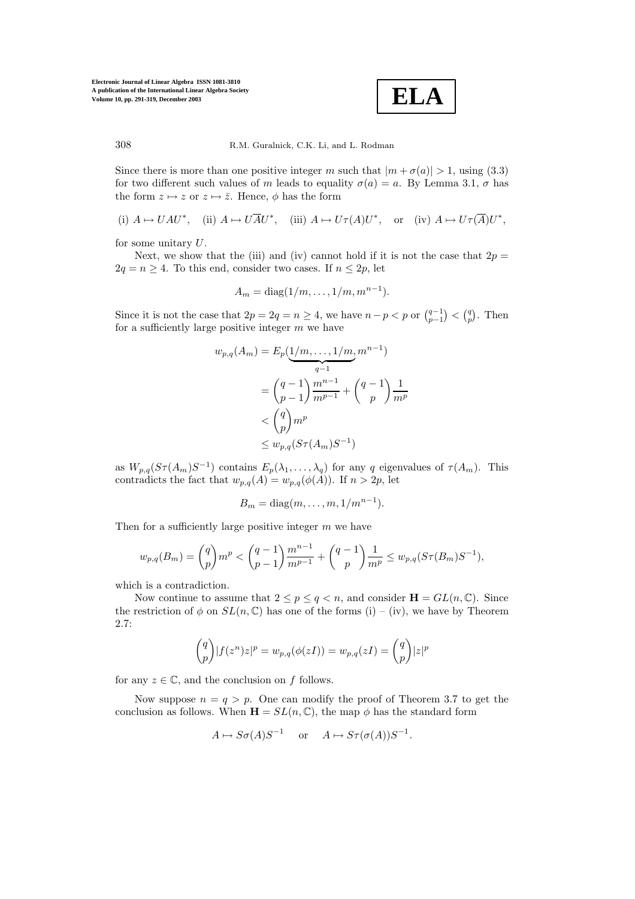Since there is more than one positive integer $m$ such that $|m + \sigma(a)| > 1$, using (3.3) for two different such values of $m$ leads to equality $\sigma(a) = a$. By Lemma 3.1, $\sigma$ has the form $z \mapsto z$ or $z \mapsto \bar{z}$. Hence, $\phi$ has the form

$$\text{(i) } A \mapsto UAU^*, \quad \text{(ii) } A \mapsto U\overline{A}U^*, \quad \text{(iii) } A \mapsto U\tau(A)U^*, \quad \text{or} \quad \text{(iv) } A \mapsto U\tau(\overline{A})U^*,$$

for some unitary $U$.

Next, we show that the (iii) and (iv) cannot hold if it is not the case that $2p = 2q = n \geq 4$. To this end, consider two cases. If $n \leq 2p$, let

$$A_m = \mathrm{diag}(1/m, \ldots, 1/m, m^{n-1}).$$

Since it is not the case that $2p = 2q = n \geq 4$, we have $n - p < p$ or $\binom{q-1}{p-1} < \binom{q}{p}$. Then for a sufficiently large positive integer $m$ we have

$$\begin{aligned}
w_{p,q}(A_m) &= E_p(\underbrace{1/m, \ldots, 1/m}_{q-1}, m^{n-1}) \\
&= \binom{q-1}{p-1}\frac{m^{n-1}}{m^{p-1}} + \binom{q-1}{p}\frac{1}{m^p} \\
&< \binom{q}{p} m^p \\
&\leq w_{p,q}(S\tau(A_m)S^{-1})
\end{aligned}$$

as $W_{p,q}(S\tau(A_m)S^{-1})$ contains $E_p(\lambda_1, \ldots, \lambda_q)$ for any $q$ eigenvalues of $\tau(A_m)$. This contradicts the fact that $w_{p,q}(A) = w_{p,q}(\phi(A))$. If $n > 2p$, let

$$B_m = \mathrm{diag}(m, \ldots, m, 1/m^{n-1}).$$

Then for a sufficiently large positive integer $m$ we have

$$w_{p,q}(B_m) = \binom{q}{p} m^p < \binom{q-1}{p-1}\frac{m^{n-1}}{m^{p-1}} + \binom{q-1}{p}\frac{1}{m^p} \leq w_{p,q}(S\tau(B_m)S^{-1}),$$

which is a contradiction.

Now continue to assume that $2 \leq p \leq q < n$, and consider $\mathbf{H} = GL(n, \mathbb{C})$. Since the restriction of $\phi$ on $SL(n, \mathbb{C})$ has one of the forms (i) – (iv), we have by Theorem 2.7:

$$\binom{q}{p}|f(z^n)z|^p = w_{p,q}(\phi(zI)) = w_{p,q}(zI) = \binom{q}{p}|z|^p$$

for any $z \in \mathbb{C}$, and the conclusion on $f$ follows.

Now suppose $n = q > p$. One can modify the proof of Theorem 3.7 to get the conclusion as follows. When $\mathbf{H} = SL(n, \mathbb{C})$, the map $\phi$ has the standard form

$$A \mapsto S\sigma(A)S^{-1} \quad \text{ or } \quad A \mapsto S\tau(\sigma(A))S^{-1}.$$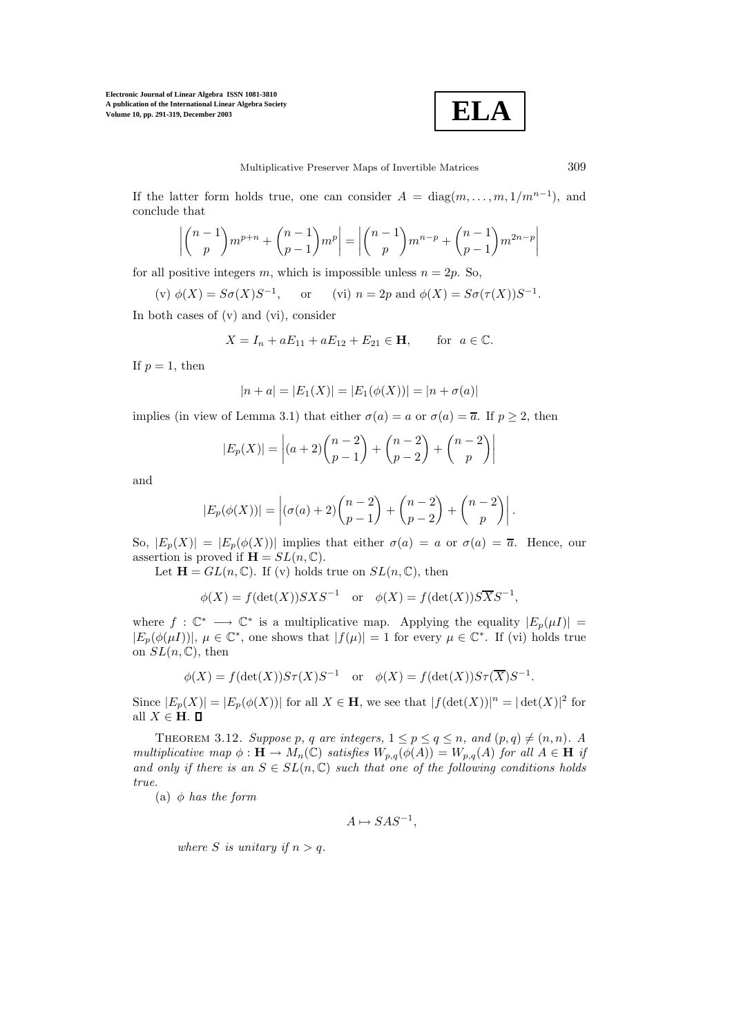If the latter form holds true, one can consider $A = \mathrm{diag}(m, \ldots, m, 1/m^{n-1})$, and conclude that

$$\left|\binom{n-1}{p} m^{p+n} + \binom{n-1}{p-1} m^p\right| = \left|\binom{n-1}{p} m^{n-p} + \binom{n-1}{p-1} m^{2n-p}\right|$$

for all positive integers $m$, which is impossible unless $n = 2p$. So,

$$\text{(v) } \phi(X) = S\sigma(X)S^{-1}, \qquad \text{or} \qquad \text{(vi) } n = 2p \text{ and } \phi(X) = S\sigma(\tau(X))S^{-1}.$$

In both cases of (v) and (vi), consider

$$X = I_n + aE_{11} + aE_{12} + E_{21} \in \mathbf{H}, \qquad \text{for } \ a \in \mathbb{C}.$$

If $p = 1$, then

$$|n + a| = |E_1(X)| = |E_1(\phi(X))| = |n + \sigma(a)|$$

implies (in view of Lemma 3.1) that either $\sigma(a) = a$ or $\sigma(a) = \overline{a}$. If $p \geq 2$, then

$$|E_p(X)| = \left|(a+2)\binom{n-2}{p-1} + \binom{n-2}{p-2} + \binom{n-2}{p}\right|$$

and

$$|E_p(\phi(X))| = \left|(\sigma(a)+2)\binom{n-2}{p-1} + \binom{n-2}{p-2} + \binom{n-2}{p}\right|.$$

So, $|E_p(X)| = |E_p(\phi(X))|$ implies that either $\sigma(a) = a$ or $\sigma(a) = \overline{a}$. Hence, our assertion is proved if $\mathbf{H} = SL(n, \mathbb{C})$.

Let $\mathbf{H} = GL(n, \mathbb{C})$. If (v) holds true on $SL(n, \mathbb{C})$, then

$$\phi(X) = f(\det(X))SXS^{-1} \quad \text{or} \quad \phi(X) = f(\det(X))S\overline{X}S^{-1},$$

where $f : \mathbb{C}^* \longrightarrow \mathbb{C}^*$ is a multiplicative map. Applying the equality $|E_p(\mu I)| = |E_p(\phi(\mu I))|$, $\mu \in \mathbb{C}^*$, one shows that $|f(\mu)| = 1$ for every $\mu \in \mathbb{C}^*$. If (vi) holds true on $SL(n, \mathbb{C})$, then

$$\phi(X) = f(\det(X))S\tau(X)S^{-1} \quad \text{or} \quad \phi(X) = f(\det(X))S\tau(\overline{X})S^{-1}.$$

Since $|E_p(X)| = |E_p(\phi(X))|$ for all $X \in \mathbf{H}$, we see that $|f(\det(X))|^n = |\det(X)|^2$ for all $X \in \mathbf{H}$. ∎

Theorem 3.12. *Suppose $p$, $q$ are integers, $1 \leq p \leq q \leq n$, and $(p, q) \neq (n, n)$. A multiplicative map $\phi : \mathbf{H} \to M_n(\mathbb{C})$ satisfies $W_{p,q}(\phi(A)) = W_{p,q}(A)$ for all $A \in \mathbf{H}$ if and only if there is an $S \in SL(n, \mathbb{C})$ such that one of the following conditions holds true.*

(a) *$\phi$ has the form*

$$A \mapsto SAS^{-1},$$

*where $S$ is unitary if $n > q$.*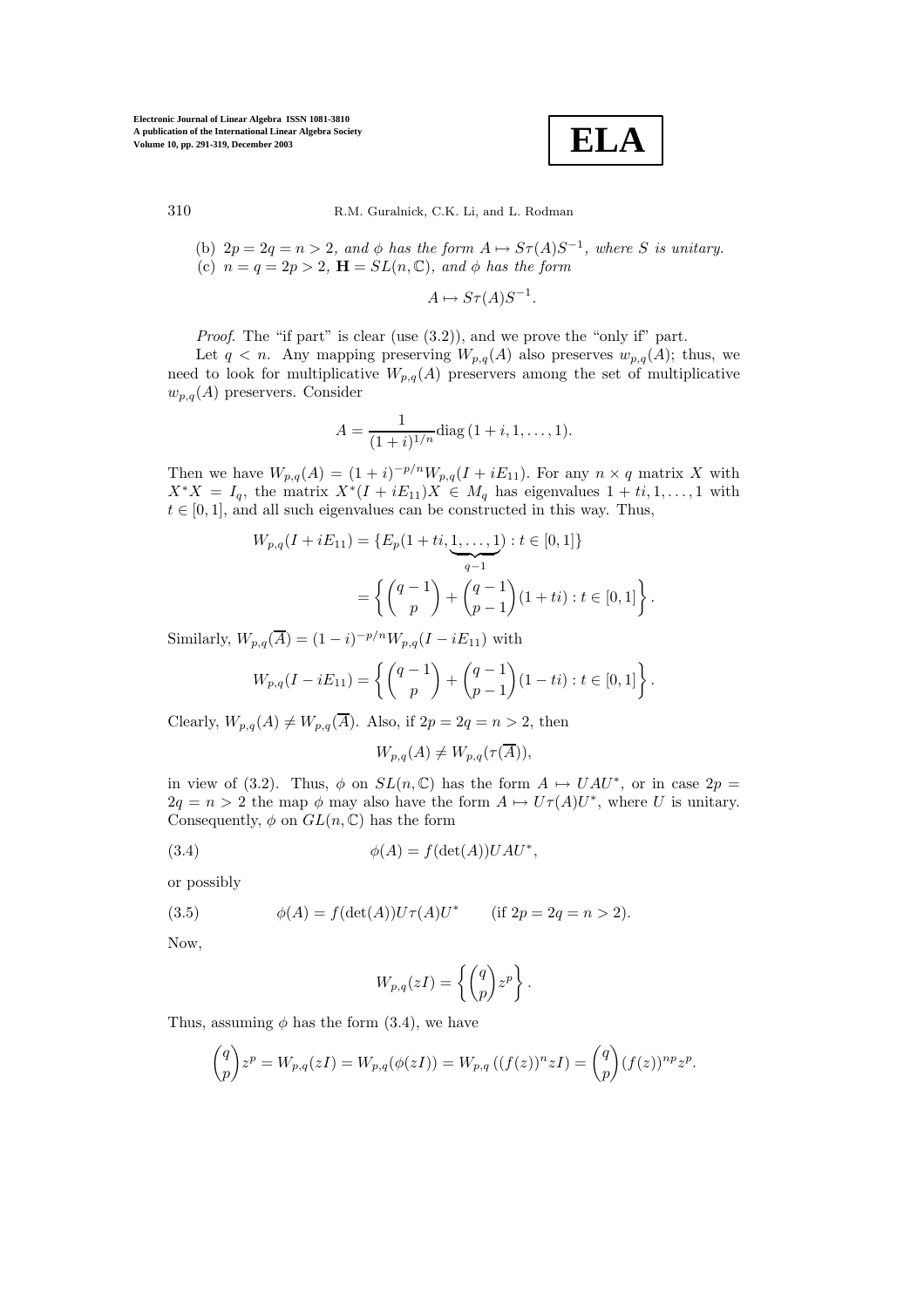(b) $2p = 2q = n > 2$*, and* $\phi$ *has the form* $A \mapsto S\tau(A)S^{-1}$*, where* $S$ *is unitary.*
(c) $n = q = 2p > 2$*,* $\mathbf{H} = SL(n, \mathbb{C})$*, and* $\phi$ *has the form*

$$A \mapsto S\tau(A)S^{-1}.$$

*Proof.* The "if part" is clear (use (3.2)), and we prove the "only if" part.

Let $q < n$. Any mapping preserving $W_{p,q}(A)$ also preserves $w_{p,q}(A)$; thus, we need to look for multiplicative $W_{p,q}(A)$ preservers among the set of multiplicative $w_{p,q}(A)$ preservers. Consider

$$A = \frac{1}{(1+i)^{1/n}} \mathrm{diag}\,(1+i, 1, \ldots, 1).$$

Then we have $W_{p,q}(A) = (1+i)^{-p/n} W_{p,q}(I + iE_{11})$. For any $n \times q$ matrix $X$ with $X^*X = I_q$, the matrix $X^*(I + iE_{11})X \in M_q$ has eigenvalues $1 + ti, 1, \ldots, 1$ with $t \in [0, 1]$, and all such eigenvalues can be constructed in this way. Thus,

$$\begin{aligned} W_{p,q}(I + iE_{11}) &= \{E_p(1 + ti, \underbrace{1, \ldots, 1}_{q-1}) : t \in [0, 1]\} \\ &= \left\{ \binom{q-1}{p} + \binom{q-1}{p-1}(1 + ti) : t \in [0, 1] \right\}. \end{aligned}$$

Similarly, $W_{p,q}(\overline{A}) = (1 - i)^{-p/n} W_{p,q}(I - iE_{11})$ with

$$W_{p,q}(I - iE_{11}) = \left\{ \binom{q-1}{p} + \binom{q-1}{p-1}(1 - ti) : t \in [0, 1] \right\}.$$

Clearly, $W_{p,q}(A) \neq W_{p,q}(\overline{A})$. Also, if $2p = 2q = n > 2$, then

$$W_{p,q}(A) \neq W_{p,q}(\tau(\overline{A})),$$

in view of (3.2). Thus, $\phi$ on $SL(n, \mathbb{C})$ has the form $A \mapsto UAU^*$, or in case $2p = 2q = n > 2$ the map $\phi$ may also have the form $A \mapsto U\tau(A)U^*$, where $U$ is unitary. Consequently, $\phi$ on $GL(n, \mathbb{C})$ has the form

$$\phi(A) = f(\det(A))UAU^*, \tag{3.4}$$

or possibly

$$\phi(A) = f(\det(A))U\tau(A)U^* \qquad (\text{if } 2p = 2q = n > 2). \tag{3.5}$$

Now,

$$W_{p,q}(zI) = \left\{ \binom{q}{p} z^p \right\}.$$

Thus, assuming $\phi$ has the form (3.4), we have

$$\binom{q}{p} z^p = W_{p,q}(zI) = W_{p,q}(\phi(zI)) = W_{p,q}\left((f(z))^n zI\right) = \binom{q}{p} (f(z))^{np} z^p.$$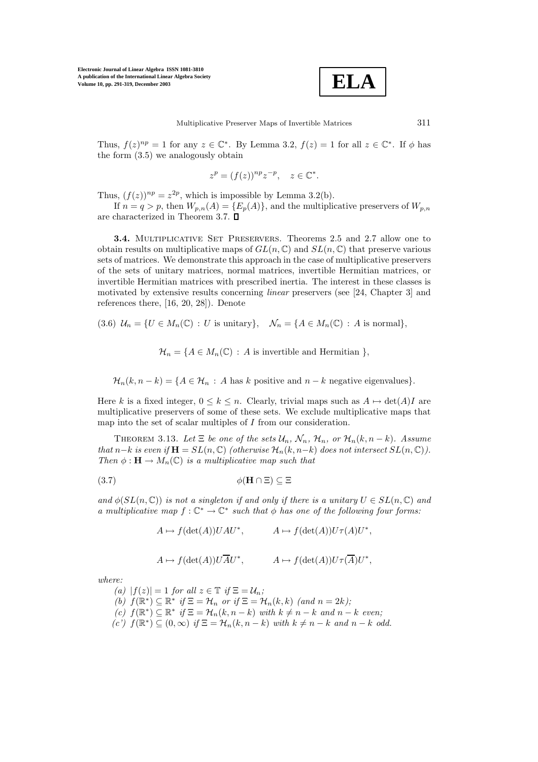Thus, $f(z)^{np} = 1$ for any $z \in \mathbb{C}^*$. By Lemma 3.2, $f(z) = 1$ for all $z \in \mathbb{C}^*$. If $\phi$ has the form (3.5) we analogously obtain

$$z^p = (f(z))^{np} z^{-p}, \quad z \in \mathbb{C}^*.$$

Thus, $(f(z))^{np} = z^{2p}$, which is impossible by Lemma 3.2(b).

If $n = q > p$, then $W_{p,n}(A) = \{E_p(A)\}$, and the multiplicative preservers of $W_{p,n}$ are characterized in Theorem 3.7. ∎

**3.4.** Multiplicative Set Preservers. Theorems 2.5 and 2.7 allow one to obtain results on multiplicative maps of $GL(n, \mathbb{C})$ and $SL(n, \mathbb{C})$ that preserve various sets of matrices. We demonstrate this approach in the case of multiplicative preservers of the sets of unitary matrices, normal matrices, invertible Hermitian matrices, or invertible Hermitian matrices with prescribed inertia. The interest in these classes is motivated by extensive results concerning *linear* preservers (see [24, Chapter 3] and references there, [16, 20, 28]). Denote

$$\text{(3.6)} \quad \mathcal{U}_n = \{U \in M_n(\mathbb{C}) : U \text{ is unitary}\}, \quad \mathcal{N}_n = \{A \in M_n(\mathbb{C}) : A \text{ is normal}\},$$

$$\mathcal{H}_n = \{A \in M_n(\mathbb{C}) : A \text{ is invertible and Hermitian }\},$$

$$\mathcal{H}_n(k, n-k) = \{A \in \mathcal{H}_n : A \text{ has } k \text{ positive and } n-k \text{ negative eigenvalues}\}.$$

Here $k$ is a fixed integer, $0 \le k \le n$. Clearly, trivial maps such as $A \mapsto \det(A)I$ are multiplicative preservers of some of these sets. We exclude multiplicative maps that map into the set of scalar multiples of $I$ from our consideration.

Theorem 3.13. *Let $\Xi$ be one of the sets $\mathcal{U}_n$, $\mathcal{N}_n$, $\mathcal{H}_n$, or $\mathcal{H}_n(k, n-k)$. Assume that $n-k$ is even if $\mathbf{H} = SL(n, \mathbb{C})$ (otherwise $\mathcal{H}_n(k, n-k)$ does not intersect $SL(n, \mathbb{C})$). Then $\phi : \mathbf{H} \to M_n(\mathbb{C})$ is a multiplicative map such that*

$$\phi(\mathbf{H} \cap \Xi) \subseteq \Xi \tag{3.7}$$

*and $\phi(SL(n, \mathbb{C}))$ is not a singleton if and only if there is a unitary $U \in SL(n, \mathbb{C})$ and a multiplicative map $f : \mathbb{C}^* \to \mathbb{C}^*$ such that $\phi$ has one of the following four forms:*

$$A \mapsto f(\det(A)) U A U^*, \qquad A \mapsto f(\det(A)) U \tau(A) U^*,$$

$$A \mapsto f(\det(A)) U \overline{A} U^*, \qquad A \mapsto f(\det(A)) U \tau(\overline{A}) U^*,$$

*where:*

*(a) $|f(z)| = 1$ for all $z \in \mathbb{T}$ if $\Xi = \mathcal{U}_n$;*
*(b) $f(\mathbb{R}^*) \subseteq \mathbb{R}^*$ if $\Xi = \mathcal{H}_n$ or if $\Xi = \mathcal{H}_n(k, k)$ (and $n = 2k$);*
*(c) $f(\mathbb{R}^*) \subseteq \mathbb{R}^*$ if $\Xi = \mathcal{H}_n(k, n-k)$ with $k \ne n-k$ and $n-k$ even;*
*(c') $f(\mathbb{R}^*) \subseteq (0, \infty)$ if $\Xi = \mathcal{H}_n(k, n-k)$ with $k \ne n-k$ and $n-k$ odd.*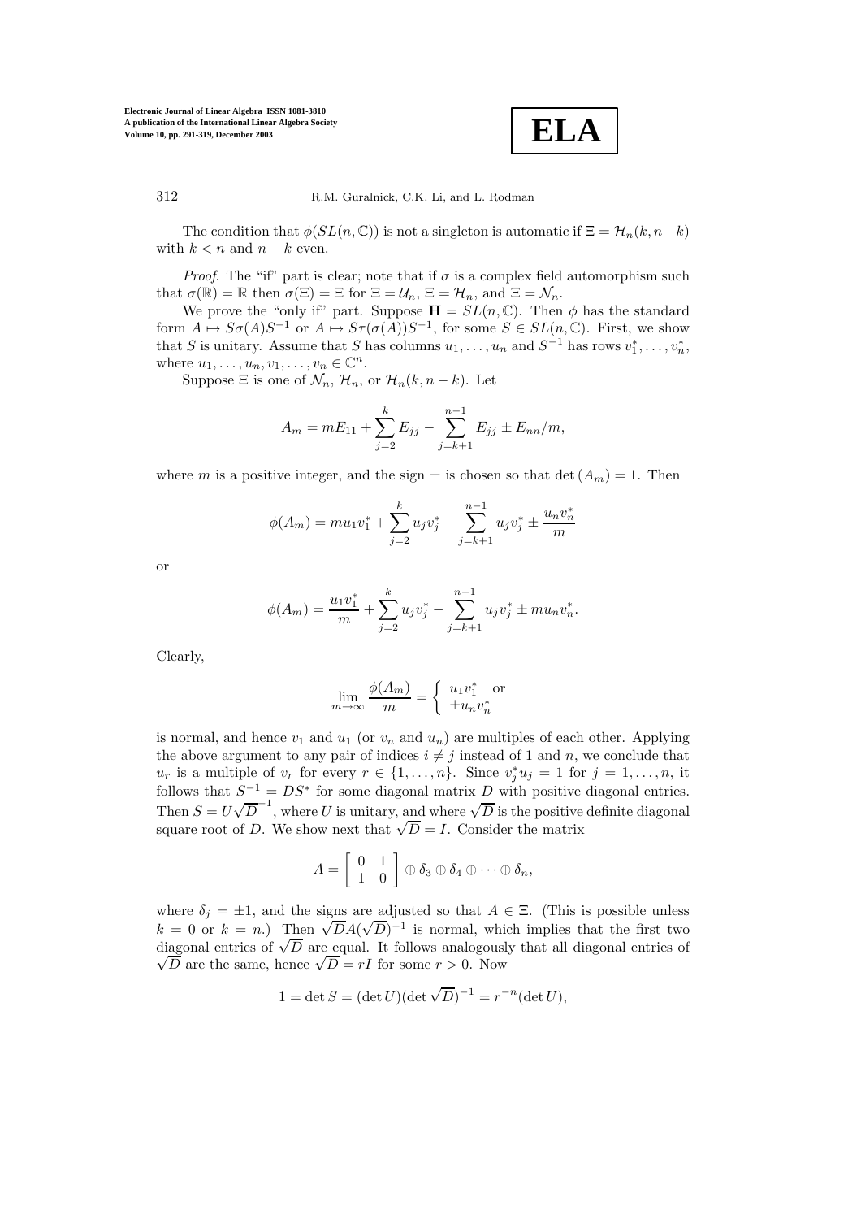The condition that $\phi(SL(n,\mathbb{C}))$ is not a singleton is automatic if $\Xi = \mathcal{H}_n(k, n-k)$ with $k < n$ and $n-k$ even.

*Proof*. The "if" part is clear; note that if $\sigma$ is a complex field automorphism such that $\sigma(\mathbb{R}) = \mathbb{R}$ then $\sigma(\Xi) = \Xi$ for $\Xi = \mathcal{U}_n$, $\Xi = \mathcal{H}_n$, and $\Xi = \mathcal{N}_n$.

We prove the "only if" part. Suppose $\mathbf{H} = SL(n,\mathbb{C})$. Then $\phi$ has the standard form $A \mapsto S\sigma(A)S^{-1}$ or $A \mapsto S\tau(\sigma(A))S^{-1}$, for some $S \in SL(n,\mathbb{C})$. First, we show that $S$ is unitary. Assume that $S$ has columns $u_1, \ldots, u_n$ and $S^{-1}$ has rows $v_1^*, \ldots, v_n^*$, where $u_1, \ldots, u_n, v_1, \ldots, v_n \in \mathbb{C}^n$.

Suppose $\Xi$ is one of $\mathcal{N}_n$, $\mathcal{H}_n$, or $\mathcal{H}_n(k, n-k)$. Let

$$A_m = mE_{11} + \sum_{j=2}^{k} E_{jj} - \sum_{j=k+1}^{n-1} E_{jj} \pm E_{nn}/m,$$

where $m$ is a positive integer, and the sign $\pm$ is chosen so that $\det(A_m) = 1$. Then

$$\phi(A_m) = m u_1 v_1^* + \sum_{j=2}^{k} u_j v_j^* - \sum_{j=k+1}^{n-1} u_j v_j^* \pm \frac{u_n v_n^*}{m}$$

or

$$\phi(A_m) = \frac{u_1 v_1^*}{m} + \sum_{j=2}^{k} u_j v_j^* - \sum_{j=k+1}^{n-1} u_j v_j^* \pm m u_n v_n^*.$$

Clearly,

$$\lim_{m\to\infty} \frac{\phi(A_m)}{m} = \begin{cases} u_1 v_1^* & \text{or} \\ \pm u_n v_n^* & \end{cases}$$

is normal, and hence $v_1$ and $u_1$ (or $v_n$ and $u_n$) are multiples of each other. Applying the above argument to any pair of indices $i \neq j$ instead of 1 and $n$, we conclude that $u_r$ is a multiple of $v_r$ for every $r \in \{1, \ldots, n\}$. Since $v_j^* u_j = 1$ for $j = 1, \ldots, n$, it follows that $S^{-1} = DS^*$ for some diagonal matrix $D$ with positive diagonal entries. Then $S = U\sqrt{D}^{-1}$, where $U$ is unitary, and where $\sqrt{D}$ is the positive definite diagonal square root of $D$. We show next that $\sqrt{D} = I$. Consider the matrix

$$A = \begin{bmatrix} 0 & 1 \\ 1 & 0 \end{bmatrix} \oplus \delta_3 \oplus \delta_4 \oplus \cdots \oplus \delta_n,$$

where $\delta_j = \pm 1$, and the signs are adjusted so that $A \in \Xi$. (This is possible unless $k = 0$ or $k = n$.) Then $\sqrt{D}A(\sqrt{D})^{-1}$ is normal, which implies that the first two diagonal entries of $\sqrt{D}$ are equal. It follows analogously that all diagonal entries of $\sqrt{D}$ are the same, hence $\sqrt{D} = rI$ for some $r > 0$. Now

$$1 = \det S = (\det U)(\det \sqrt{D})^{-1} = r^{-n}(\det U),$$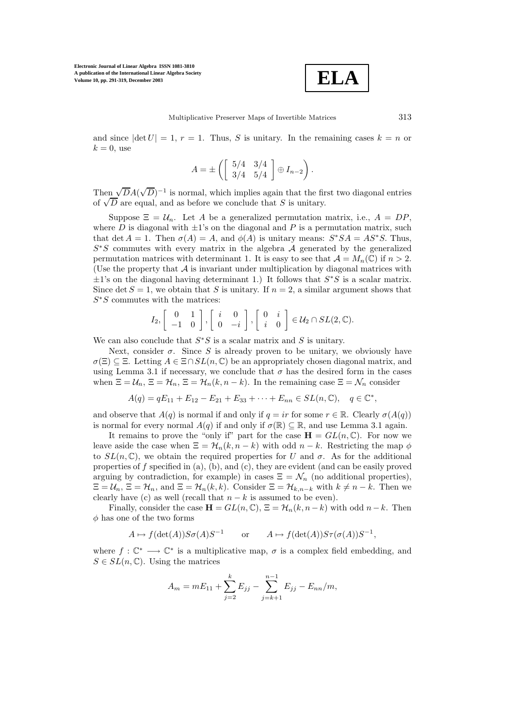and since $|\det U| = 1$, $r = 1$. Thus, $S$ is unitary. In the remaining cases $k = n$ or $k = 0$, use

$$A = \pm \left( \begin{bmatrix} 5/4 & 3/4 \\ 3/4 & 5/4 \end{bmatrix} \oplus I_{n-2} \right).$$

Then $\sqrt{D}A(\sqrt{D})^{-1}$ is normal, which implies again that the first two diagonal entries of $\sqrt{D}$ are equal, and as before we conclude that $S$ is unitary.

Suppose $\Xi = \mathcal{U}_n$. Let $A$ be a generalized permutation matrix, i.e., $A = DP$, where $D$ is diagonal with $\pm 1$'s on the diagonal and $P$ is a permutation matrix, such that $\det A = 1$. Then $\sigma(A) = A$, and $\phi(A)$ is unitary means: $S^*SA = AS^*S$. Thus, $S^*S$ commutes with every matrix in the algebra $\mathcal{A}$ generated by the generalized permutation matrices with determinant 1. It is easy to see that $\mathcal{A} = M_n(\mathbb{C})$ if $n > 2$. (Use the property that $\mathcal{A}$ is invariant under multiplication by diagonal matrices with $\pm 1$'s on the diagonal having determinant 1.) It follows that $S^*S$ is a scalar matrix. Since $\det S = 1$, we obtain that $S$ is unitary. If $n = 2$, a similar argument shows that $S^*S$ commutes with the matrices:

$$I_2, \begin{bmatrix} 0 & 1 \\ -1 & 0 \end{bmatrix}, \begin{bmatrix} i & 0 \\ 0 & -i \end{bmatrix}, \begin{bmatrix} 0 & i \\ i & 0 \end{bmatrix} \in \mathcal{U}_2 \cap SL(2, \mathbb{C}).$$

We can also conclude that $S^*S$ is a scalar matrix and $S$ is unitary.

Next, consider $\sigma$. Since $S$ is already proven to be unitary, we obviously have $\sigma(\Xi) \subseteq \Xi$. Letting $A \in \Xi \cap SL(n, \mathbb{C})$ be an appropriately chosen diagonal matrix, and using Lemma 3.1 if necessary, we conclude that $\sigma$ has the desired form in the cases when $\Xi = \mathcal{U}_n$, $\Xi = \mathcal{H}_n$, $\Xi = \mathcal{H}_n(k, n-k)$. In the remaining case $\Xi = \mathcal{N}_n$ consider

$$A(q) = qE_{11} + E_{12} - E_{21} + E_{33} + \cdots + E_{nn} \in SL(n, \mathbb{C}), \quad q \in \mathbb{C}^*,$$

and observe that $A(q)$ is normal if and only if $q = ir$ for some $r \in \mathbb{R}$. Clearly $\sigma(A(q))$ is normal for every normal $A(q)$ if and only if $\sigma(\mathbb{R}) \subseteq \mathbb{R}$, and use Lemma 3.1 again.

It remains to prove the "only if" part for the case $\mathbf{H} = GL(n, \mathbb{C})$. For now we leave aside the case when $\Xi = \mathcal{H}_n(k, n-k)$ with odd $n - k$. Restricting the map $\phi$ to $SL(n, \mathbb{C})$, we obtain the required properties for $U$ and $\sigma$. As for the additional properties of $f$ specified in (a), (b), and (c), they are evident (and can be easily proved arguing by contradiction, for example) in cases $\Xi = \mathcal{N}_n$ (no additional properties), $\Xi = \mathcal{U}_n$, $\Xi = \mathcal{H}_n$, and $\Xi = \mathcal{H}_n(k, k)$. Consider $\Xi = \mathcal{H}_{k,n-k}$ with $k \neq n - k$. Then we clearly have (c) as well (recall that $n - k$ is assumed to be even).

Finally, consider the case $\mathbf{H} = GL(n, \mathbb{C})$, $\Xi = \mathcal{H}_n(k, n-k)$ with odd $n - k$. Then $\phi$ has one of the two forms

$$A \mapsto f(\det(A))S\sigma(A)S^{-1} \qquad \text{or} \qquad A \mapsto f(\det(A))S\tau(\sigma(A))S^{-1},$$

where $f : \mathbb{C}^* \longrightarrow \mathbb{C}^*$ is a multiplicative map, $\sigma$ is a complex field embedding, and $S \in SL(n, \mathbb{C})$. Using the matrices

$$A_m = mE_{11} + \sum_{j=2}^{k} E_{jj} - \sum_{j=k+1}^{n-1} E_{jj} - E_{nn}/m,$$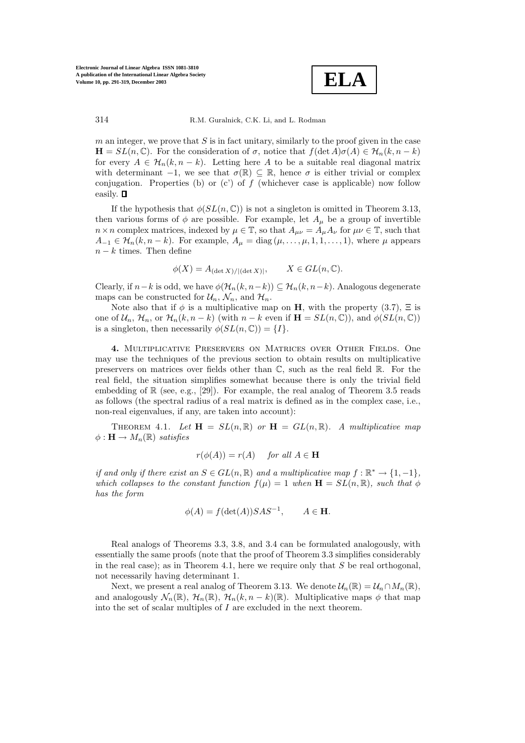$m$ an integer, we prove that $S$ is in fact unitary, similarly to the proof given in the case $\mathbf{H} = SL(n, \mathbb{C})$. For the consideration of $\sigma$, notice that $f(\det A)\sigma(A) \in \mathcal{H}_n(k, n-k)$ for every $A \in \mathcal{H}_n(k, n-k)$. Letting here $A$ to be a suitable real diagonal matrix with determinant $-1$, we see that $\sigma(\mathbb{R}) \subseteq \mathbb{R}$, hence $\sigma$ is either trivial or complex conjugation. Properties (b) or (c') of $f$ (whichever case is applicable) now follow easily. ∎

If the hypothesis that $\phi(SL(n, \mathbb{C}))$ is not a singleton is omitted in Theorem 3.13, then various forms of $\phi$ are possible. For example, let $A_\mu$ be a group of invertible $n \times n$ complex matrices, indexed by $\mu \in \mathbb{T}$, so that $A_{\mu\nu} = A_\mu A_\nu$ for $\mu\nu \in \mathbb{T}$, such that $A_{-1} \in \mathcal{H}_n(k, n-k)$. For example, $A_\mu = \operatorname{diag}(\mu, \dots, \mu, 1, 1, \dots, 1)$, where $\mu$ appears $n-k$ times. Then define

$$\phi(X) = A_{(\det X)/|(\det X)|}, \qquad X \in GL(n, \mathbb{C}).$$

Clearly, if $n-k$ is odd, we have $\phi(\mathcal{H}_n(k, n-k)) \subseteq \mathcal{H}_n(k, n-k)$. Analogous degenerate maps can be constructed for $\mathcal{U}_n$, $\mathcal{N}_n$, and $\mathcal{H}_n$.

Note also that if $\phi$ is a multiplicative map on $\mathbf{H}$, with the property (3.7), $\Xi$ is one of $\mathcal{U}_n$, $\mathcal{H}_n$, or $\mathcal{H}_n(k, n-k)$ (with $n-k$ even if $\mathbf{H} = SL(n, \mathbb{C})$), and $\phi(SL(n, \mathbb{C}))$ is a singleton, then necessarily $\phi(SL(n, \mathbb{C})) = \{I\}$.

## 4. Multiplicative Preservers on Matrices over Other Fields.

One may use the techniques of the previous section to obtain results on multiplicative preservers on matrices over fields other than $\mathbb{C}$, such as the real field $\mathbb{R}$. For the real field, the situation simplifies somewhat because there is only the trivial field embedding of $\mathbb{R}$ (see, e.g., [29]). For example, the real analog of Theorem 3.5 reads as follows (the spectral radius of a real matrix is defined as in the complex case, i.e., non-real eigenvalues, if any, are taken into account):

Theorem 4.1. *Let $\mathbf{H} = SL(n, \mathbb{R})$ or $\mathbf{H} = GL(n, \mathbb{R})$. A multiplicative map $\phi : \mathbf{H} \to M_n(\mathbb{R})$ satisfies*

$$r(\phi(A)) = r(A) \quad \text{for all } A \in \mathbf{H}$$

*if and only if there exist an $S \in GL(n, \mathbb{R})$ and a multiplicative map $f : \mathbb{R}^* \to \{1, -1\}$, which collapses to the constant function $f(\mu) = 1$ when $\mathbf{H} = SL(n, \mathbb{R})$, such that $\phi$ has the form*

$$\phi(A) = f(\det(A))SAS^{-1}, \qquad A \in \mathbf{H}.$$

Real analogs of Theorems 3.3, 3.8, and 3.4 can be formulated analogously, with essentially the same proofs (note that the proof of Theorem 3.3 simplifies considerably in the real case); as in Theorem 4.1, here we require only that $S$ be real orthogonal, not necessarily having determinant 1.

Next, we present a real analog of Theorem 3.13. We denote $\mathcal{U}_n(\mathbb{R}) = \mathcal{U}_n \cap M_n(\mathbb{R})$, and analogously $\mathcal{N}_n(\mathbb{R})$, $\mathcal{H}_n(\mathbb{R})$, $\mathcal{H}_n(k, n-k)(\mathbb{R})$. Multiplicative maps $\phi$ that map into the set of scalar multiples of $I$ are excluded in the next theorem.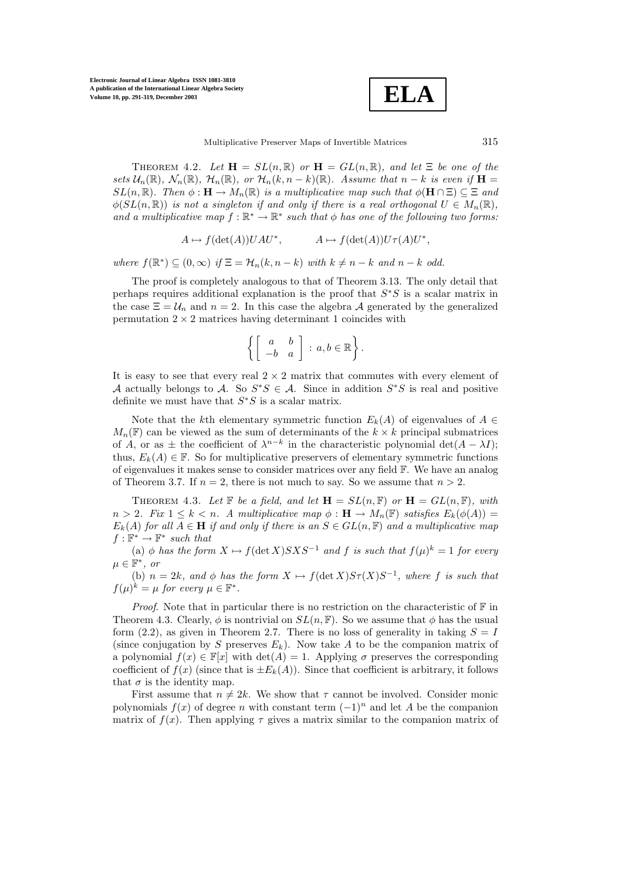THEOREM 4.2. *Let $\mathbf{H} = SL(n, \mathbb{R})$ or $\mathbf{H} = GL(n, \mathbb{R})$, and let $\Xi$ be one of the sets $\mathcal{U}_n(\mathbb{R})$, $\mathcal{N}_n(\mathbb{R})$, $\mathcal{H}_n(\mathbb{R})$, or $\mathcal{H}_n(k, n-k)(\mathbb{R})$. Assume that $n - k$ is even if $\mathbf{H} = SL(n, \mathbb{R})$. Then $\phi : \mathbf{H} \to M_n(\mathbb{R})$ is a multiplicative map such that $\phi(\mathbf{H} \cap \Xi) \subseteq \Xi$ and $\phi(SL(n, \mathbb{R}))$ is not a singleton if and only if there is a real orthogonal $U \in M_n(\mathbb{R})$, and a multiplicative map $f : \mathbb{R}^* \to \mathbb{R}^*$ such that $\phi$ has one of the following two forms:*

$$A \mapsto f(\det(A))UAU^*, \qquad A \mapsto f(\det(A))U\tau(A)U^*,$$

*where $f(\mathbb{R}^*) \subseteq (0, \infty)$ if $\Xi = \mathcal{H}_n(k, n-k)$ with $k \neq n-k$ and $n-k$ odd.*

The proof is completely analogous to that of Theorem 3.13. The only detail that perhaps requires additional explanation is the proof that $S^*S$ is a scalar matrix in the case $\Xi = \mathcal{U}_n$ and $n = 2$. In this case the algebra $\mathcal{A}$ generated by the generalized permutation $2 \times 2$ matrices having determinant 1 coincides with

$$\left\{ \begin{bmatrix} a & b \\ -b & a \end{bmatrix} : a, b \in \mathbb{R} \right\}.$$

It is easy to see that every real $2 \times 2$ matrix that commutes with every element of $\mathcal{A}$ actually belongs to $\mathcal{A}$. So $S^*S \in \mathcal{A}$. Since in addition $S^*S$ is real and positive definite we must have that $S^*S$ is a scalar matrix.

Note that the $k$th elementary symmetric function $E_k(A)$ of eigenvalues of $A \in M_n(\mathbb{F})$ can be viewed as the sum of determinants of the $k \times k$ principal submatrices of $A$, or as $\pm$ the coefficient of $\lambda^{n-k}$ in the characteristic polynomial $\det(A - \lambda I)$; thus, $E_k(A) \in \mathbb{F}$. So for multiplicative preservers of elementary symmetric functions of eigenvalues it makes sense to consider matrices over any field $\mathbb{F}$. We have an analog of Theorem 3.7. If $n = 2$, there is not much to say. So we assume that $n > 2$.

THEOREM 4.3. *Let $\mathbb{F}$ be a field, and let $\mathbf{H} = SL(n, \mathbb{F})$ or $\mathbf{H} = GL(n, \mathbb{F})$, with $n > 2$. Fix $1 \leq k < n$. A multiplicative map $\phi : \mathbf{H} \to M_n(\mathbb{F})$ satisfies $E_k(\phi(A)) = E_k(A)$ for all $A \in \mathbf{H}$ if and only if there is an $S \in GL(n, \mathbb{F})$ and a multiplicative map $f : \mathbb{F}^* \to \mathbb{F}^*$ such that*

*(a) $\phi$ has the form $X \mapsto f(\det X)SXS^{-1}$ and $f$ is such that $f(\mu)^k = 1$ for every $\mu \in \mathbb{F}^*$, or*

*(b) $n = 2k$, and $\phi$ has the form $X \mapsto f(\det X)S\tau(X)S^{-1}$, where $f$ is such that $f(\mu)^k = \mu$ for every $\mu \in \mathbb{F}^*$.*

*Proof.* Note that in particular there is no restriction on the characteristic of $\mathbb{F}$ in Theorem 4.3. Clearly, $\phi$ is nontrivial on $SL(n, \mathbb{F})$. So we assume that $\phi$ has the usual form (2.2), as given in Theorem 2.7. There is no loss of generality in taking $S = I$ (since conjugation by $S$ preserves $E_k$). Now take $A$ to be the companion matrix of a polynomial $f(x) \in \mathbb{F}[x]$ with $\det(A) = 1$. Applying $\sigma$ preserves the corresponding coefficient of $f(x)$ (since that is $\pm E_k(A)$). Since that coefficient is arbitrary, it follows that $\sigma$ is the identity map.

First assume that $n \neq 2k$. We show that $\tau$ cannot be involved. Consider monic polynomials $f(x)$ of degree $n$ with constant term $(-1)^n$ and let $A$ be the companion matrix of $f(x)$. Then applying $\tau$ gives a matrix similar to the companion matrix of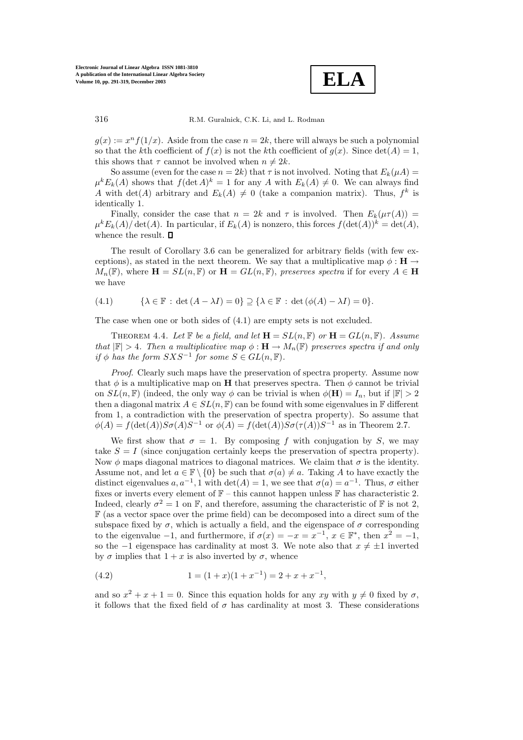$g(x) := x^n f(1/x)$. Aside from the case $n = 2k$, there will always be such a polynomial so that the $k$th coefficient of $f(x)$ is not the $k$th coefficient of $g(x)$. Since $\det(A) = 1$, this shows that $\tau$ cannot be involved when $n \neq 2k$.

So assume (even for the case $n = 2k$) that $\tau$ is not involved. Noting that $E_k(\mu A) = \mu^k E_k(A)$ shows that $f(\det A)^k = 1$ for any $A$ with $E_k(A) \neq 0$. We can always find $A$ with $\det(A)$ arbitrary and $E_k(A) \neq 0$ (take a companion matrix). Thus, $f^k$ is identically 1.

Finally, consider the case that $n = 2k$ and $\tau$ is involved. Then $E_k(\mu\tau(A)) = \mu^k E_k(A)/\det(A)$. In particular, if $E_k(A)$ is nonzero, this forces $f(\det(A))^k = \det(A)$, whence the result. ∎

The result of Corollary 3.6 can be generalized for arbitrary fields (with few exceptions), as stated in the next theorem. We say that a multiplicative map $\phi : \mathbf{H} \to M_n(\mathbb{F})$, where $\mathbf{H} = SL(n, \mathbb{F})$ or $\mathbf{H} = GL(n, \mathbb{F})$, *preserves spectra* if for every $A \in \mathbf{H}$ we have

$$\{\lambda \in \mathbb{F} : \det(A - \lambda I) = 0\} \supseteq \{\lambda \in \mathbb{F} : \det(\phi(A) - \lambda I) = 0\}. \tag{4.1}$$

The case when one or both sides of (4.1) are empty sets is not excluded.

THEOREM 4.4. *Let $\mathbb{F}$ be a field, and let $\mathbf{H} = SL(n, \mathbb{F})$ or $\mathbf{H} = GL(n, \mathbb{F})$. Assume that $|\mathbb{F}| > 4$. Then a multiplicative map $\phi : \mathbf{H} \to M_n(\mathbb{F})$ preserves spectra if and only if $\phi$ has the form $SXS^{-1}$ for some $S \in GL(n, \mathbb{F})$.*

*Proof.* Clearly such maps have the preservation of spectra property. Assume now that $\phi$ is a multiplicative map on $\mathbf{H}$ that preserves spectra. Then $\phi$ cannot be trivial on $SL(n, \mathbb{F})$ (indeed, the only way $\phi$ can be trivial is when $\phi(\mathbf{H}) = I_n$, but if $|\mathbb{F}| > 2$ then a diagonal matrix $A \in SL(n, \mathbb{F})$ can be found with some eigenvalues in $\mathbb{F}$ different from 1, a contradiction with the preservation of spectra property). So assume that $\phi(A) = f(\det(A))S\sigma(A)S^{-1}$ or $\phi(A) = f(\det(A))S\sigma(\tau(A))S^{-1}$ as in Theorem 2.7.

We first show that $\sigma = 1$. By composing $f$ with conjugation by $S$, we may take $S = I$ (since conjugation certainly keeps the preservation of spectra property). Now $\phi$ maps diagonal matrices to diagonal matrices. We claim that $\sigma$ is the identity. Assume not, and let $a \in \mathbb{F} \setminus \{0\}$ be such that $\sigma(a) \neq a$. Taking $A$ to have exactly the distinct eigenvalues $a, a^{-1}, 1$ with $\det(A) = 1$, we see that $\sigma(a) = a^{-1}$. Thus, $\sigma$ either fixes or inverts every element of $\mathbb{F}$ – this cannot happen unless $\mathbb{F}$ has characteristic 2. Indeed, clearly $\sigma^2 = 1$ on $\mathbb{F}$, and therefore, assuming the characteristic of $\mathbb{F}$ is not 2, $\mathbb{F}$ (as a vector space over the prime field) can be decomposed into a direct sum of the subspace fixed by $\sigma$, which is actually a field, and the eigenspace of $\sigma$ corresponding to the eigenvalue $-1$, and furthermore, if $\sigma(x) = -x = x^{-1}$, $x \in \mathbb{F}^*$, then $x^2 = -1$, so the $-1$ eigenspace has cardinality at most 3. We note also that $x \neq \pm 1$ inverted by $\sigma$ implies that $1 + x$ is also inverted by $\sigma$, whence

$$1 = (1 + x)(1 + x^{-1}) = 2 + x + x^{-1}, \tag{4.2}$$

and so $x^2 + x + 1 = 0$. Since this equation holds for any $xy$ with $y \neq 0$ fixed by $\sigma$, it follows that the fixed field of $\sigma$ has cardinality at most 3. These considerations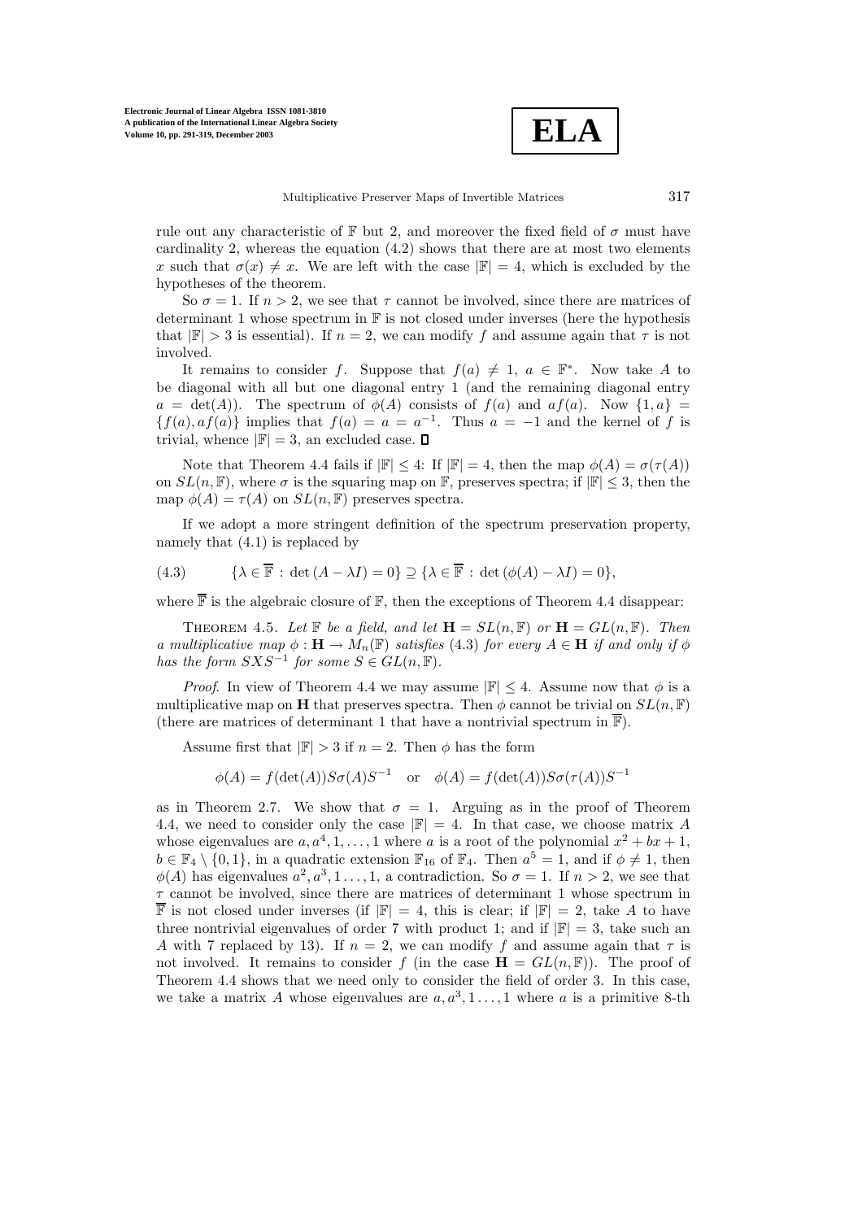rule out any characteristic of $\mathbb{F}$ but 2, and moreover the fixed field of $\sigma$ must have cardinality 2, whereas the equation (4.2) shows that there are at most two elements $x$ such that $\sigma(x) \neq x$. We are left with the case $|\mathbb{F}| = 4$, which is excluded by the hypotheses of the theorem.

So $\sigma = 1$. If $n > 2$, we see that $\tau$ cannot be involved, since there are matrices of determinant 1 whose spectrum in $\mathbb{F}$ is not closed under inverses (here the hypothesis that $|\mathbb{F}| > 3$ is essential). If $n = 2$, we can modify $f$ and assume again that $\tau$ is not involved.

It remains to consider $f$. Suppose that $f(a) \neq 1$, $a \in \mathbb{F}^*$. Now take $A$ to be diagonal with all but one diagonal entry 1 (and the remaining diagonal entry $a = \det(A)$). The spectrum of $\phi(A)$ consists of $f(a)$ and $af(a)$. Now $\{1, a\} = \{f(a), af(a)\}$ implies that $f(a) = a = a^{-1}$. Thus $a = -1$ and the kernel of $f$ is trivial, whence $|\mathbb{F}| = 3$, an excluded case. $\square$

Note that Theorem 4.4 fails if $|\mathbb{F}| \leq 4$: If $|\mathbb{F}| = 4$, then the map $\phi(A) = \sigma(\tau(A))$ on $SL(n, \mathbb{F})$, where $\sigma$ is the squaring map on $\mathbb{F}$, preserves spectra; if $|\mathbb{F}| \leq 3$, then the map $\phi(A) = \tau(A)$ on $SL(n, \mathbb{F})$ preserves spectra.

If we adopt a more stringent definition of the spectrum preservation property, namely that (4.1) is replaced by

$$\{\lambda \in \overline{\mathbb{F}} : \det(A - \lambda I) = 0\} \supseteq \{\lambda \in \overline{\mathbb{F}} : \det(\phi(A) - \lambda I) = 0\}, \tag{4.3}$$

where $\overline{\mathbb{F}}$ is the algebraic closure of $\mathbb{F}$, then the exceptions of Theorem 4.4 disappear:

THEOREM 4.5. *Let $\mathbb{F}$ be a field, and let $\mathbf{H} = SL(n, \mathbb{F})$ or $\mathbf{H} = GL(n, \mathbb{F})$. Then a multiplicative map $\phi : \mathbf{H} \to M_n(\mathbb{F})$ satisfies (4.3) for every $A \in \mathbf{H}$ if and only if $\phi$ has the form $SXS^{-1}$ for some $S \in GL(n, \mathbb{F})$.*

*Proof*. In view of Theorem 4.4 we may assume $|\mathbb{F}| \leq 4$. Assume now that $\phi$ is a multiplicative map on $\mathbf{H}$ that preserves spectra. Then $\phi$ cannot be trivial on $SL(n, \mathbb{F})$ (there are matrices of determinant 1 that have a nontrivial spectrum in $\overline{\mathbb{F}}$).

Assume first that $|\mathbb{F}| > 3$ if $n = 2$. Then $\phi$ has the form

$$\phi(A) = f(\det(A))S\sigma(A)S^{-1} \quad \text{or} \quad \phi(A) = f(\det(A))S\sigma(\tau(A))S^{-1}$$

as in Theorem 2.7. We show that $\sigma = 1$. Arguing as in the proof of Theorem 4.4, we need to consider only the case $|\mathbb{F}| = 4$. In that case, we choose matrix $A$ whose eigenvalues are $a, a^4, 1, \ldots, 1$ where $a$ is a root of the polynomial $x^2 + bx + 1$, $b \in \mathbb{F}_4 \setminus \{0, 1\}$, in a quadratic extension $\mathbb{F}_{16}$ of $\mathbb{F}_4$. Then $a^5 = 1$, and if $\phi \neq 1$, then $\phi(A)$ has eigenvalues $a^2, a^3, 1 \ldots, 1$, a contradiction. So $\sigma = 1$. If $n > 2$, we see that $\tau$ cannot be involved, since there are matrices of determinant 1 whose spectrum in $\overline{\mathbb{F}}$ is not closed under inverses (if $|\mathbb{F}| = 4$, this is clear; if $|\mathbb{F}| = 2$, take $A$ to have three nontrivial eigenvalues of order 7 with product 1; and if $|\mathbb{F}| = 3$, take such an $A$ with 7 replaced by 13). If $n = 2$, we can modify $f$ and assume again that $\tau$ is not involved. It remains to consider $f$ (in the case $\mathbf{H} = GL(n, \mathbb{F})$). The proof of Theorem 4.4 shows that we need only to consider the field of order 3. In this case, we take a matrix $A$ whose eigenvalues are $a, a^3, 1 \ldots, 1$ where $a$ is a primitive 8-th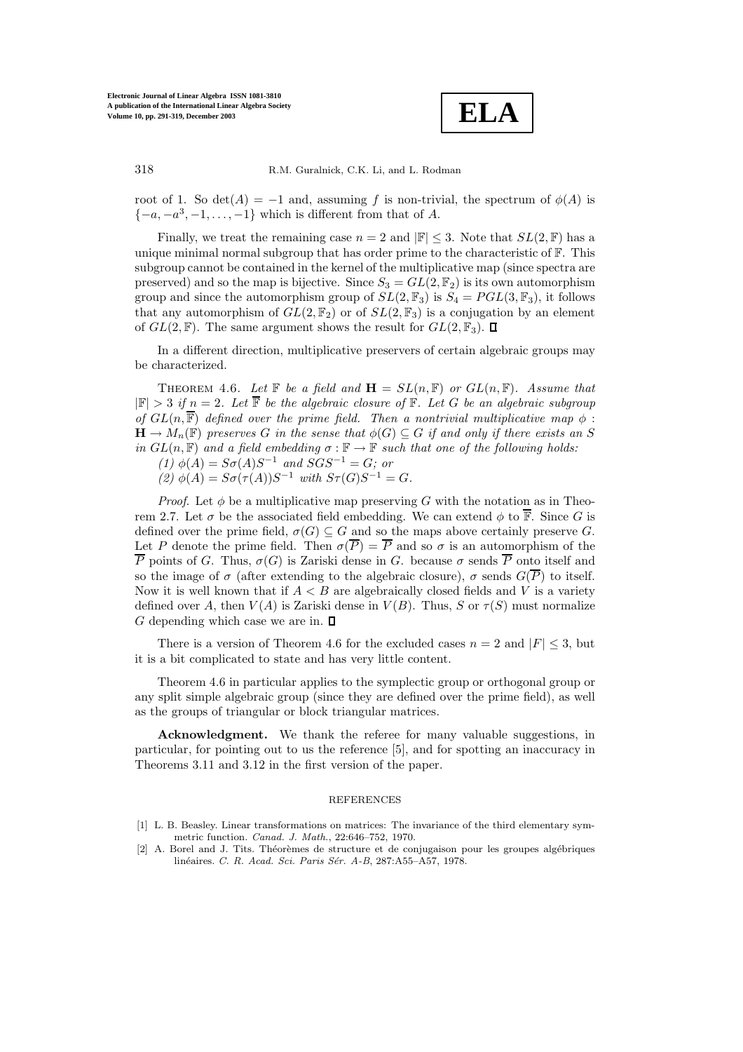root of 1. So $\det(A) = -1$ and, assuming $f$ is non-trivial, the spectrum of $\phi(A)$ is $\{-a, -a^3, -1, \ldots, -1\}$ which is different from that of $A$.

Finally, we treat the remaining case $n = 2$ and $|\mathbb{F}| \leq 3$. Note that $SL(2, \mathbb{F})$ has a unique minimal normal subgroup that has order prime to the characteristic of $\mathbb{F}$. This subgroup cannot be contained in the kernel of the multiplicative map (since spectra are preserved) and so the map is bijective. Since $S_3 = GL(2, \mathbb{F}_2)$ is its own automorphism group and since the automorphism group of $SL(2, \mathbb{F}_3)$ is $S_4 = PGL(3, \mathbb{F}_3)$, it follows that any automorphism of $GL(2, \mathbb{F}_2)$ or of $SL(2, \mathbb{F}_3)$ is a conjugation by an element of $GL(2, \mathbb{F})$. The same argument shows the result for $GL(2, \mathbb{F}_3)$. ∎

In a different direction, multiplicative preservers of certain algebraic groups may be characterized.

THEOREM 4.6. *Let $\mathbb{F}$ be a field and $\mathbf{H} = SL(n, \mathbb{F})$ or $GL(n, \mathbb{F})$. Assume that $|\mathbb{F}| > 3$ if $n = 2$. Let $\overline{\mathbb{F}}$ be the algebraic closure of $\mathbb{F}$. Let $G$ be an algebraic subgroup of $GL(n, \overline{\mathbb{F}})$ defined over the prime field. Then a nontrivial multiplicative map $\phi : \mathbf{H} \to M_n(\mathbb{F})$ preserves $G$ in the sense that $\phi(G) \subseteq G$ if and only if there exists an $S$ in $GL(n, \mathbb{F})$ and a field embedding $\sigma : \mathbb{F} \to \mathbb{F}$ such that one of the following holds:*

*(1) $\phi(A) = S\sigma(A)S^{-1}$ and $SGS^{-1} = G$; or*

*(2) $\phi(A) = S\sigma(\tau(A))S^{-1}$ with $S\tau(G)S^{-1} = G$.*

*Proof.* Let $\phi$ be a multiplicative map preserving $G$ with the notation as in Theorem 2.7. Let $\sigma$ be the associated field embedding. We can extend $\phi$ to $\overline{\mathbb{F}}$. Since $G$ is defined over the prime field, $\sigma(G) \subseteq G$ and so the maps above certainly preserve $G$. Let $P$ denote the prime field. Then $\sigma(\overline{P}) = \overline{P}$ and so $\sigma$ is an automorphism of the $\overline{P}$ points of $G$. Thus, $\sigma(G)$ is Zariski dense in $G$. because $\sigma$ sends $\overline{P}$ onto itself and so the image of $\sigma$ (after extending to the algebraic closure), $\sigma$ sends $G(\overline{P})$ to itself. Now it is well known that if $A < B$ are algebraically closed fields and $V$ is a variety defined over $A$, then $V(A)$ is Zariski dense in $V(B)$. Thus, $S$ or $\tau(S)$ must normalize $G$ depending which case we are in. ∎

There is a version of Theorem 4.6 for the excluded cases $n = 2$ and $|F| \leq 3$, but it is a bit complicated to state and has very little content.

Theorem 4.6 in particular applies to the symplectic group or orthogonal group or any split simple algebraic group (since they are defined over the prime field), as well as the groups of triangular or block triangular matrices.

**Acknowledgment.** We thank the referee for many valuable suggestions, in particular, for pointing out to us the reference [5], and for spotting an inaccuracy in Theorems 3.11 and 3.12 in the first version of the paper.

## REFERENCES

[1] L. B. Beasley. Linear transformations on matrices: The invariance of the third elementary symmetric function. *Canad. J. Math.*, 22:646–752, 1970.

[2] A. Borel and J. Tits. Théorèmes de structure et de conjugaison pour les groupes algébriques linéaires. *C. R. Acad. Sci. Paris Sér. A-B*, 287:A55–A57, 1978.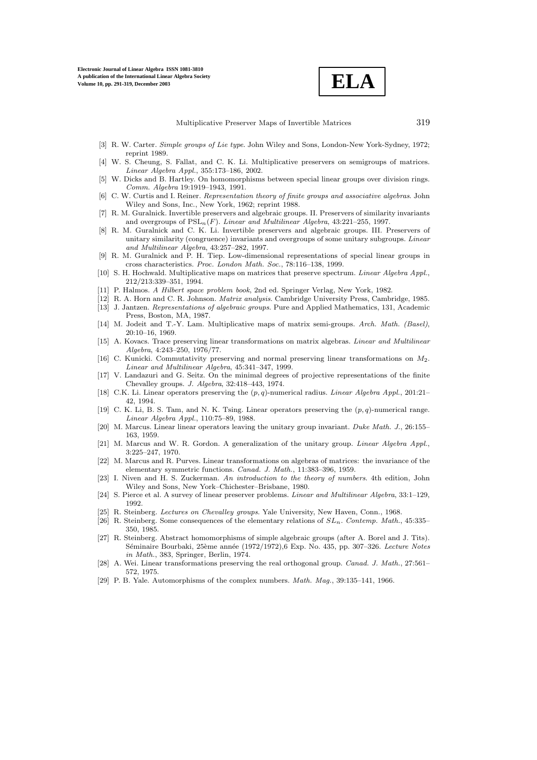[3] R. W. Carter. *Simple groups of Lie type*. John Wiley and Sons, London-New York-Sydney, 1972; reprint 1989.

[4] W. S. Cheung, S. Fallat, and C. K. Li. Multiplicative preservers on semigroups of matrices. *Linear Algebra Appl.*, 355:173–186, 2002.

[5] W. Dicks and B. Hartley. On homomorphisms between special linear groups over division rings. *Comm. Algebra* 19:1919–1943, 1991.

[6] C. W. Curtis and I. Reiner. *Representation theory of finite groups and associative algebras*. John Wiley and Sons, Inc., New York, 1962; reprint 1988.

[7] R. M. Guralnick. Invertible preservers and algebraic groups. II. Preservers of similarity invariants and overgroups of $\mathrm{PSL}_n(F)$. *Linear and Multilinear Algebra*, 43:221–255, 1997.

[8] R. M. Guralnick and C. K. Li. Invertible preservers and algebraic groups. III. Preservers of unitary similarity (congruence) invariants and overgroups of some unitary subgroups. *Linear and Multilinear Algebra*, 43:257–282, 1997.

[9] R. M. Guralnick and P. H. Tiep. Low-dimensional representations of special linear groups in cross characteristics. *Proc. London Math. Soc.*, 78:116–138, 1999.

[10] S. H. Hochwald. Multiplicative maps on matrices that preserve spectrum. *Linear Algebra Appl.*, 212/213:339–351, 1994.

[11] P. Halmos. *A Hilbert space problem book*, 2nd ed. Springer Verlag, New York, 1982.

[12] R. A. Horn and C. R. Johnson. *Matrix analysis*. Cambridge University Press, Cambridge, 1985.

[13] J. Jantzen. *Representations of algebraic groups*. Pure and Applied Mathematics, 131, Academic Press, Boston, MA, 1987.

[14] M. Jodeit and T.-Y. Lam. Multiplicative maps of matrix semi-groups. *Arch. Math. (Basel)*, 20:10–16, 1969.

[15] A. Kovacs. Trace preserving linear transformations on matrix algebras. *Linear and Multilinear Algebra*, 4:243–250, 1976/77.

[16] C. Kunicki. Commutativity preserving and normal preserving linear transformations on $M_2$. *Linear and Multilinear Algebra*, 45:341–347, 1999.

[17] V. Landazuri and G. Seitz. On the minimal degrees of projective representations of the finite Chevalley groups. *J. Algebra*, 32:418–443, 1974.

[18] C.K. Li. Linear operators preserving the $(p, q)$-numerical radius. *Linear Algebra Appl.*, 201:21–42, 1994.

[19] C. K. Li, B. S. Tam, and N. K. Tsing. Linear operators preserving the $(p, q)$-numerical range. *Linear Algebra Appl.*, 110:75–89, 1988.

[20] M. Marcus. Linear linear operators leaving the unitary group invariant. *Duke Math. J.*, 26:155–163, 1959.

[21] M. Marcus and W. R. Gordon. A generalization of the unitary group. *Linear Algebra Appl.*, 3:225–247, 1970.

[22] M. Marcus and R. Purves. Linear transformations on algebras of matrices: the invariance of the elementary symmetric functions. *Canad. J. Math.*, 11:383–396, 1959.

[23] I. Niven and H. S. Zuckerman. *An introduction to the theory of numbers.* 4th edition, John Wiley and Sons, New York–Chichester–Brisbane, 1980.

[24] S. Pierce et al. A survey of linear preserver problems. *Linear and Multilinear Algebra*, 33:1–129, 1992.

[25] R. Steinberg. *Lectures on Chevalley groups*. Yale University, New Haven, Conn., 1968.

[26] R. Steinberg. Some consequences of the elementary relations of $SL_n$. *Contemp. Math.*, 45:335–350, 1985.

[27] R. Steinberg. Abstract homomorphisms of simple algebraic groups (after A. Borel and J. Tits). Séminaire Bourbaki, 25ème année (1972/1972),6 Exp. No. 435, pp. 307–326. *Lecture Notes in Math.*, 383, Springer, Berlin, 1974.

[28] A. Wei. Linear transformations preserving the real orthogonal group. *Canad. J. Math.*, 27:561–572, 1975.

[29] P. B. Yale. Automorphisms of the complex numbers. *Math. Mag.*, 39:135–141, 1966.